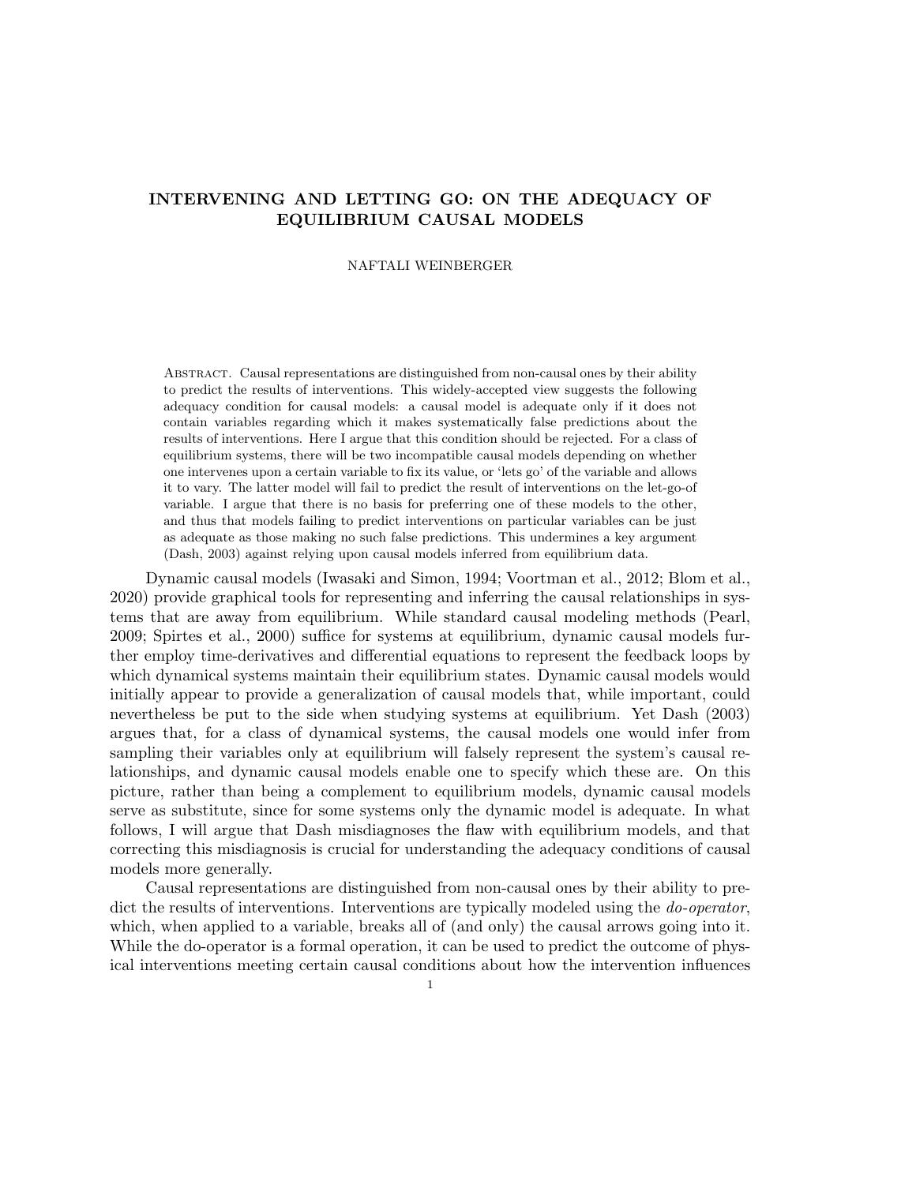# INTERVENING AND LETTING GO: ON THE ADEQUACY OF EQUILIBRIUM CAUSAL MODELS

NAFTALI WEINBERGER

Abstract. Causal representations are distinguished from non-causal ones by their ability to predict the results of interventions. This widely-accepted view suggests the following adequacy condition for causal models: a causal model is adequate only if it does not contain variables regarding which it makes systematically false predictions about the results of interventions. Here I argue that this condition should be rejected. For a class of equilibrium systems, there will be two incompatible causal models depending on whether one intervenes upon a certain variable to fix its value, or 'lets go' of the variable and allows it to vary. The latter model will fail to predict the result of interventions on the let-go-of variable. I argue that there is no basis for preferring one of these models to the other, and thus that models failing to predict interventions on particular variables can be just as adequate as those making no such false predictions. This undermines a key argument (Dash, 2003) against relying upon causal models inferred from equilibrium data.

Dynamic causal models (Iwasaki and Simon, 1994; Voortman et al., 2012; Blom et al., 2020) provide graphical tools for representing and inferring the causal relationships in systems that are away from equilibrium. While standard causal modeling methods (Pearl, 2009; Spirtes et al., 2000) suffice for systems at equilibrium, dynamic causal models further employ time-derivatives and differential equations to represent the feedback loops by which dynamical systems maintain their equilibrium states. Dynamic causal models would initially appear to provide a generalization of causal models that, while important, could nevertheless be put to the side when studying systems at equilibrium. Yet Dash (2003) argues that, for a class of dynamical systems, the causal models one would infer from sampling their variables only at equilibrium will falsely represent the system's causal relationships, and dynamic causal models enable one to specify which these are. On this picture, rather than being a complement to equilibrium models, dynamic causal models serve as substitute, since for some systems only the dynamic model is adequate. In what follows, I will argue that Dash misdiagnoses the flaw with equilibrium models, and that correcting this misdiagnosis is crucial for understanding the adequacy conditions of causal models more generally.

Causal representations are distinguished from non-causal ones by their ability to predict the results of interventions. Interventions are typically modeled using the *do-operator*, which, when applied to a variable, breaks all of (and only) the causal arrows going into it. While the do-operator is a formal operation, it can be used to predict the outcome of physical interventions meeting certain causal conditions about how the intervention influences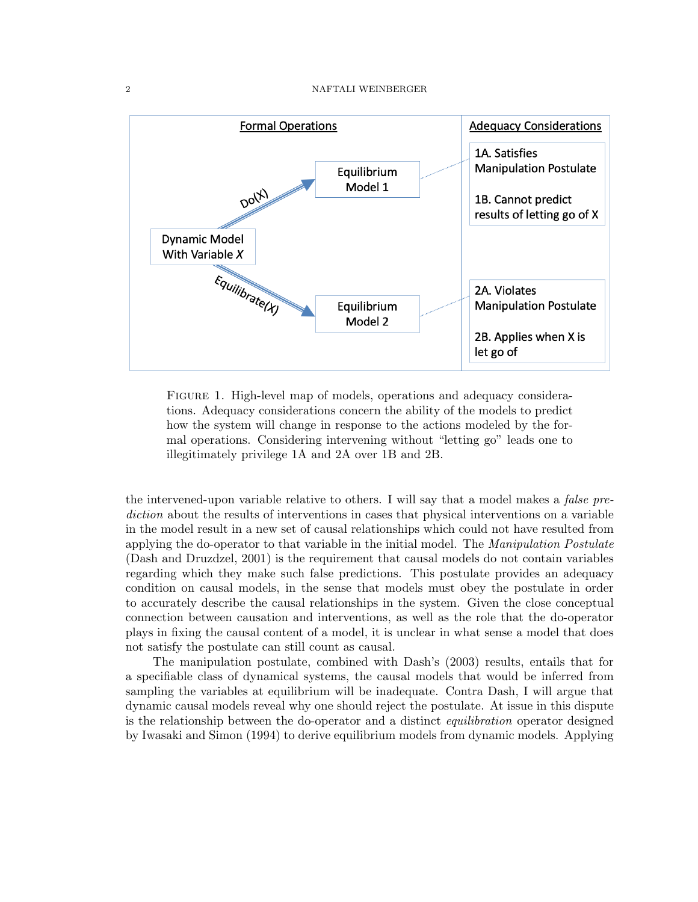| Formal Operations | | Adequacy Considerations |
|---|---|---|
| Dynamic Model With Variable $X$ —Do(X)→ | Equilibrium Model 1 | 1A. Satisfies Manipulation Postulate<br><br>1B. Cannot predict results of letting go of X |
| Dynamic Model With Variable $X$ —Equilibrate(X)→ | Equilibrium Model 2 | 2A. Violates Manipulation Postulate<br><br>2B. Applies when X is let go of |

FIGURE 1. High-level map of models, operations and adequacy considerations. Adequacy considerations concern the ability of the models to predict how the system will change in response to the actions modeled by the formal operations. Considering intervening without "letting go" leads one to illegitimately privilege 1A and 2A over 1B and 2B.

the intervened-upon variable relative to others. I will say that a model makes a *false prediction* about the results of interventions in cases that physical interventions on a variable in the model result in a new set of causal relationships which could not have resulted from applying the do-operator to that variable in the initial model. The *Manipulation Postulate* (Dash and Druzdzel, 2001) is the requirement that causal models do not contain variables regarding which they make such false predictions. This postulate provides an adequacy condition on causal models, in the sense that models must obey the postulate in order to accurately describe the causal relationships in the system. Given the close conceptual connection between causation and interventions, as well as the role that the do-operator plays in fixing the causal content of a model, it is unclear in what sense a model that does not satisfy the postulate can still count as causal.

The manipulation postulate, combined with Dash's (2003) results, entails that for a specifiable class of dynamical systems, the causal models that would be inferred from sampling the variables at equilibrium will be inadequate. Contra Dash, I will argue that dynamic causal models reveal why one should reject the postulate. At issue in this dispute is the relationship between the do-operator and a distinct *equilibration* operator designed by Iwasaki and Simon (1994) to derive equilibrium models from dynamic models. Applying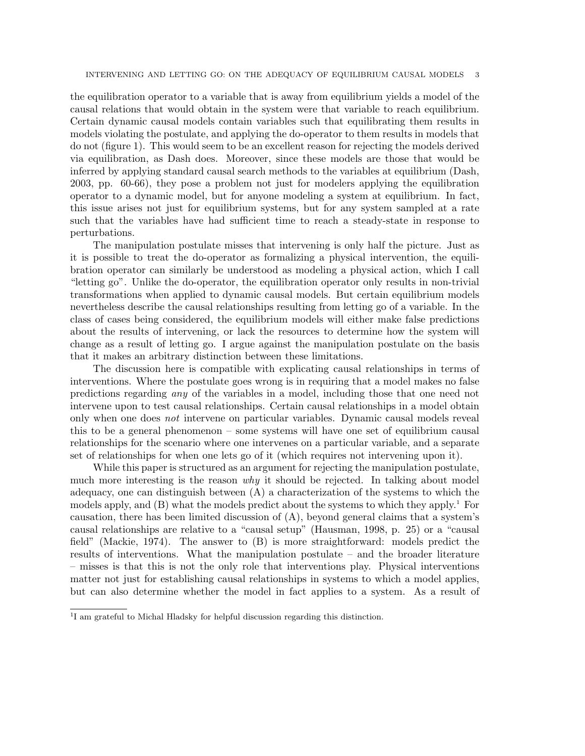the equilibration operator to a variable that is away from equilibrium yields a model of the causal relations that would obtain in the system were that variable to reach equilibrium. Certain dynamic causal models contain variables such that equilibrating them results in models violating the postulate, and applying the do-operator to them results in models that do not (figure 1). This would seem to be an excellent reason for rejecting the models derived via equilibration, as Dash does. Moreover, since these models are those that would be inferred by applying standard causal search methods to the variables at equilibrium (Dash, 2003, pp. 60-66), they pose a problem not just for modelers applying the equilibration operator to a dynamic model, but for anyone modeling a system at equilibrium. In fact, this issue arises not just for equilibrium systems, but for any system sampled at a rate such that the variables have had sufficient time to reach a steady-state in response to perturbations.

The manipulation postulate misses that intervening is only half the picture. Just as it is possible to treat the do-operator as formalizing a physical intervention, the equilibration operator can similarly be understood as modeling a physical action, which I call "letting go". Unlike the do-operator, the equilibration operator only results in non-trivial transformations when applied to dynamic causal models. But certain equilibrium models nevertheless describe the causal relationships resulting from letting go of a variable. In the class of cases being considered, the equilibrium models will either make false predictions about the results of intervening, or lack the resources to determine how the system will change as a result of letting go. I argue against the manipulation postulate on the basis that it makes an arbitrary distinction between these limitations.

The discussion here is compatible with explicating causal relationships in terms of interventions. Where the postulate goes wrong is in requiring that a model makes no false predictions regarding *any* of the variables in a model, including those that one need not intervene upon to test causal relationships. Certain causal relationships in a model obtain only when one does *not* intervene on particular variables. Dynamic causal models reveal this to be a general phenomenon – some systems will have one set of equilibrium causal relationships for the scenario where one intervenes on a particular variable, and a separate set of relationships for when one lets go of it (which requires not intervening upon it).

While this paper is structured as an argument for rejecting the manipulation postulate, much more interesting is the reason *why* it should be rejected. In talking about model adequacy, one can distinguish between (A) a characterization of the systems to which the models apply, and (B) what the models predict about the systems to which they apply.[1] For causation, there has been limited discussion of (A), beyond general claims that a system's causal relationships are relative to a "causal setup" (Hausman, 1998, p. 25) or a "causal field" (Mackie, 1974). The answer to (B) is more straightforward: models predict the results of interventions. What the manipulation postulate – and the broader literature – misses is that this is not the only role that interventions play. Physical interventions matter not just for establishing causal relationships in systems to which a model applies, but can also determine whether the model in fact applies to a system. As a result of

[1] I am grateful to Michal Hladsky for helpful discussion regarding this distinction.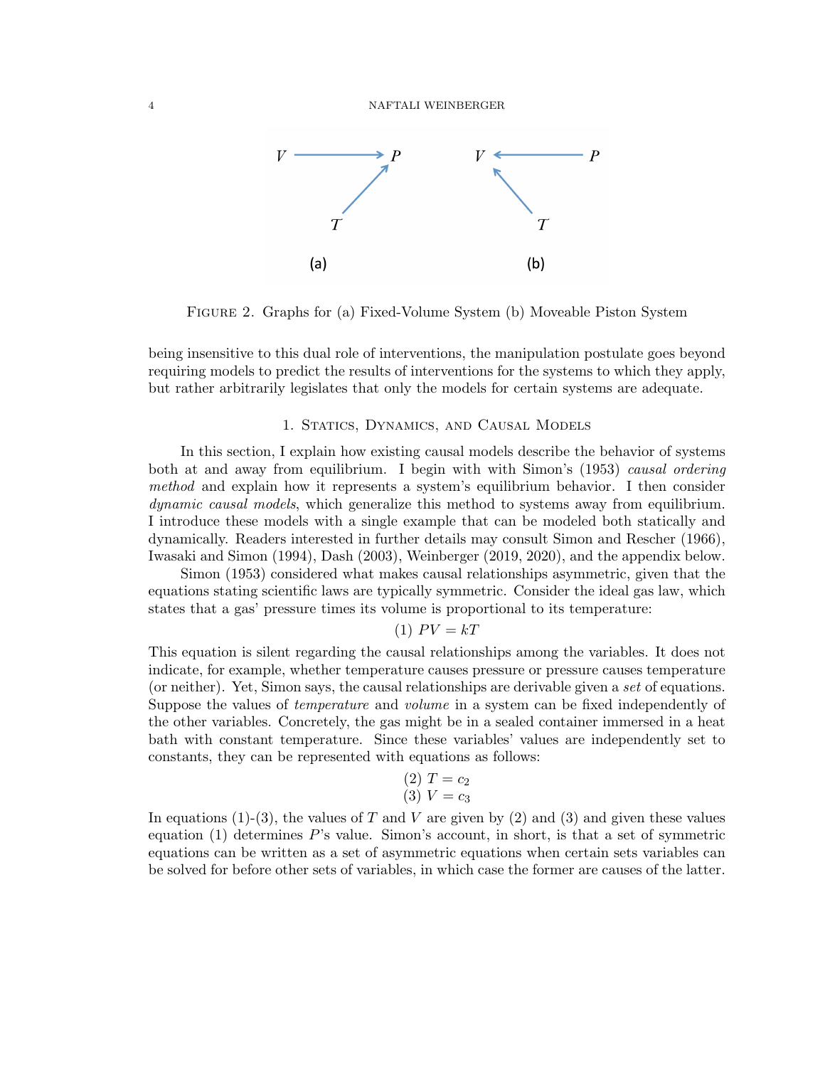FIGURE 2. Graphs for (a) Fixed-Volume System (b) Moveable Piston System

being insensitive to this dual role of interventions, the manipulation postulate goes beyond requiring models to predict the results of interventions for the systems to which they apply, but rather arbitrarily legislates that only the models for certain systems are adequate.

## 1. Statics, Dynamics, and Causal Models

In this section, I explain how existing causal models describe the behavior of systems both at and away from equilibrium. I begin with with Simon's (1953) *causal ordering method* and explain how it represents a system's equilibrium behavior. I then consider *dynamic causal models*, which generalize this method to systems away from equilibrium. I introduce these models with a single example that can be modeled both statically and dynamically. Readers interested in further details may consult Simon and Rescher (1966), Iwasaki and Simon (1994), Dash (2003), Weinberger (2019, 2020), and the appendix below.

Simon (1953) considered what makes causal relationships asymmetric, given that the equations stating scientific laws are typically symmetric. Consider the ideal gas law, which states that a gas' pressure times its volume is proportional to its temperature:

$$(1)\ PV = kT$$

This equation is silent regarding the causal relationships among the variables. It does not indicate, for example, whether temperature causes pressure or pressure causes temperature (or neither). Yet, Simon says, the causal relationships are derivable given a *set* of equations. Suppose the values of *temperature* and *volume* in a system can be fixed independently of the other variables. Concretely, the gas might be in a sealed container immersed in a heat bath with constant temperature. Since these variables' values are independently set to constants, they can be represented with equations as follows:

$$(2)\ T = c_2$$
$$(3)\ V = c_3$$

In equations (1)-(3), the values of $T$ and $V$ are given by (2) and (3) and given these values equation (1) determines $P$'s value. Simon's account, in short, is that a set of symmetric equations can be written as a set of asymmetric equations when certain sets variables can be solved for before other sets of variables, in which case the former are causes of the latter.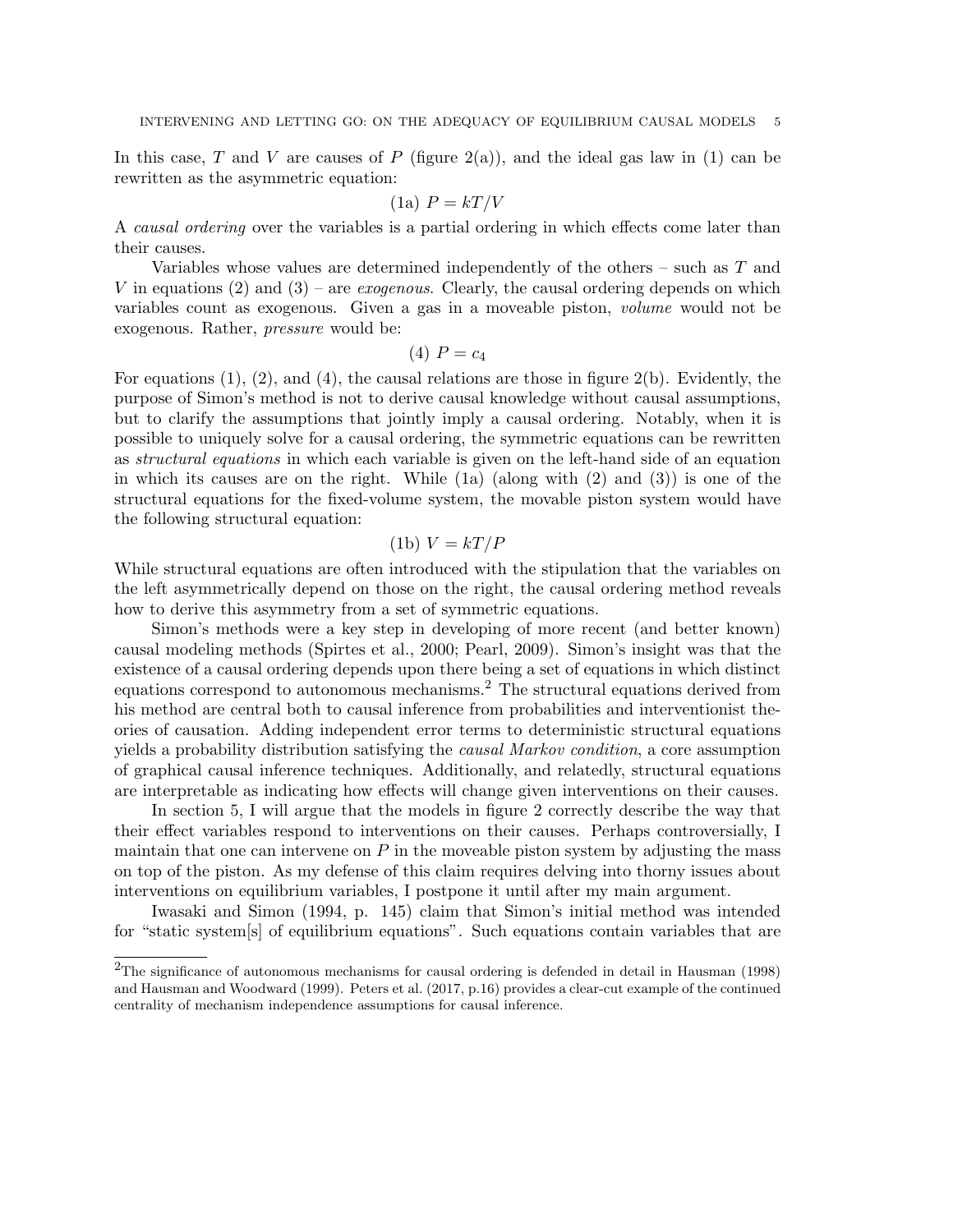In this case, $T$ and $V$ are causes of $P$ (figure 2(a)), and the ideal gas law in (1) can be rewritten as the asymmetric equation:

$$\text{(1a) } P = kT/V$$

A *causal ordering* over the variables is a partial ordering in which effects come later than their causes.

Variables whose values are determined independently of the others – such as $T$ and $V$ in equations (2) and (3) – are *exogenous*. Clearly, the causal ordering depends on which variables count as exogenous. Given a gas in a moveable piston, *volume* would not be exogenous. Rather, *pressure* would be:

$$\text{(4) } P = c_4$$

For equations (1), (2), and (4), the causal relations are those in figure 2(b). Evidently, the purpose of Simon's method is not to derive causal knowledge without causal assumptions, but to clarify the assumptions that jointly imply a causal ordering. Notably, when it is possible to uniquely solve for a causal ordering, the symmetric equations can be rewritten as *structural equations* in which each variable is given on the left-hand side of an equation in which its causes are on the right. While (1a) (along with (2) and (3)) is one of the structural equations for the fixed-volume system, the movable piston system would have the following structural equation:

$$\text{(1b) } V = kT/P$$

While structural equations are often introduced with the stipulation that the variables on the left asymmetrically depend on those on the right, the causal ordering method reveals how to derive this asymmetry from a set of symmetric equations.

Simon's methods were a key step in developing of more recent (and better known) causal modeling methods (Spirtes et al., 2000; Pearl, 2009). Simon's insight was that the existence of a causal ordering depends upon there being a set of equations in which distinct equations correspond to autonomous mechanisms.[2] The structural equations derived from his method are central both to causal inference from probabilities and interventionist theories of causation. Adding independent error terms to deterministic structural equations yields a probability distribution satisfying the *causal Markov condition*, a core assumption of graphical causal inference techniques. Additionally, and relatedly, structural equations are interpretable as indicating how effects will change given interventions on their causes.

In section 5, I will argue that the models in figure 2 correctly describe the way that their effect variables respond to interventions on their causes. Perhaps controversially, I maintain that one can intervene on $P$ in the moveable piston system by adjusting the mass on top of the piston. As my defense of this claim requires delving into thorny issues about interventions on equilibrium variables, I postpone it until after my main argument.

Iwasaki and Simon (1994, p. 145) claim that Simon's initial method was intended for "static system[s] of equilibrium equations". Such equations contain variables that are

[2] The significance of autonomous mechanisms for causal ordering is defended in detail in Hausman (1998) and Hausman and Woodward (1999). Peters et al. (2017, p.16) provides a clear-cut example of the continued centrality of mechanism independence assumptions for causal inference.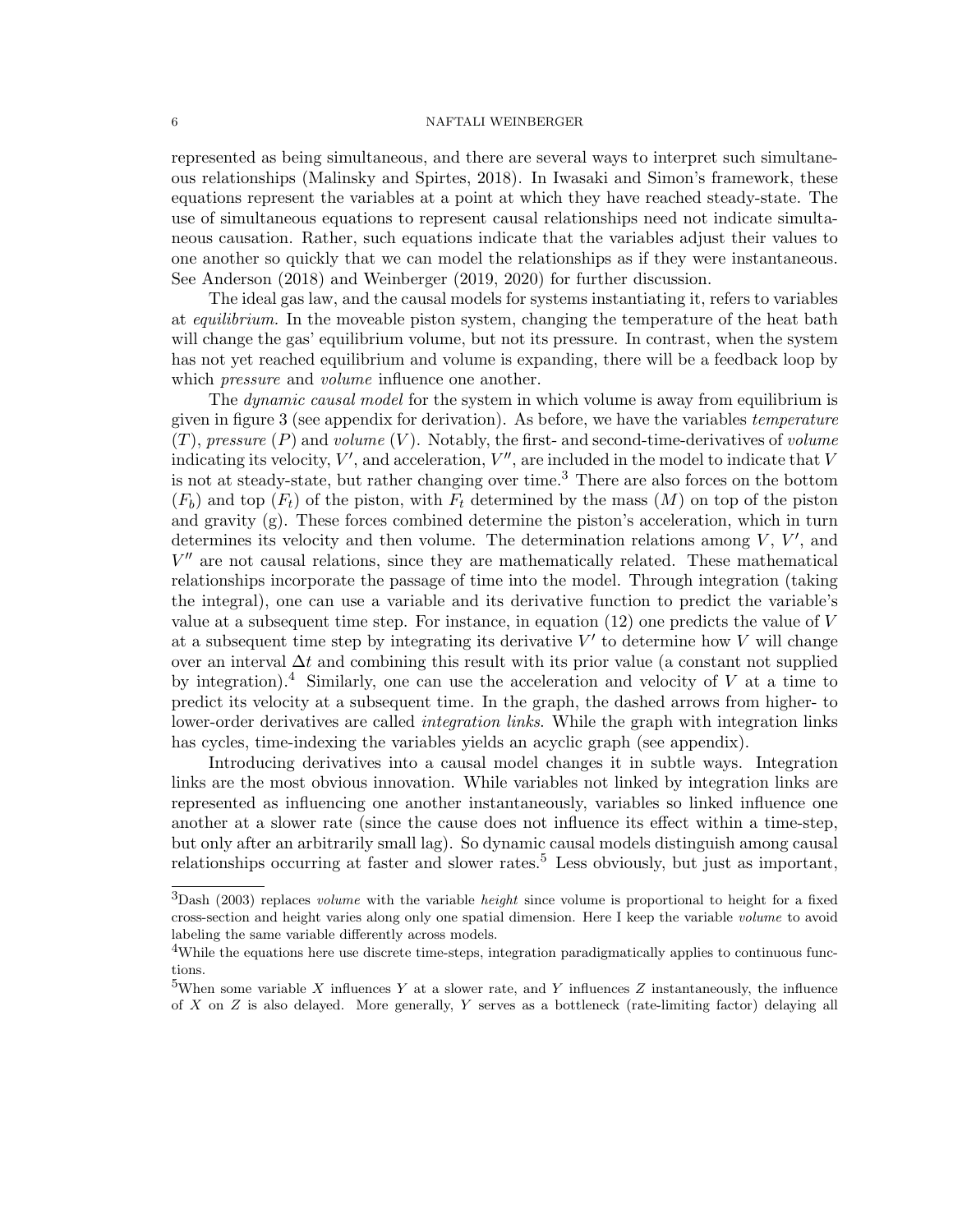represented as being simultaneous, and there are several ways to interpret such simultaneous relationships (Malinsky and Spirtes, 2018). In Iwasaki and Simon's framework, these equations represent the variables at a point at which they have reached steady-state. The use of simultaneous equations to represent causal relationships need not indicate simultaneous causation. Rather, such equations indicate that the variables adjust their values to one another so quickly that we can model the relationships as if they were instantaneous. See Anderson (2018) and Weinberger (2019, 2020) for further discussion.

The ideal gas law, and the causal models for systems instantiating it, refers to variables at *equilibrium*. In the moveable piston system, changing the temperature of the heat bath will change the gas' equilibrium volume, but not its pressure. In contrast, when the system has not yet reached equilibrium and volume is expanding, there will be a feedback loop by which *pressure* and *volume* influence one another.

The *dynamic causal model* for the system in which volume is away from equilibrium is given in figure 3 (see appendix for derivation). As before, we have the variables *temperature* ($T$), *pressure* ($P$) and *volume* ($V$). Notably, the first- and second-time-derivatives of *volume* indicating its velocity, $V'$, and acceleration, $V''$, are included in the model to indicate that $V$ is not at steady-state, but rather changing over time.[3] There are also forces on the bottom ($F_b$) and top ($F_t$) of the piston, with $F_t$ determined by the mass ($M$) on top of the piston and gravity (g). These forces combined determine the piston's acceleration, which in turn determines its velocity and then volume. The determination relations among $V$, $V'$, and $V''$ are not causal relations, since they are mathematically related. These mathematical relationships incorporate the passage of time into the model. Through integration (taking the integral), one can use a variable and its derivative function to predict the variable's value at a subsequent time step. For instance, in equation (12) one predicts the value of $V$ at a subsequent time step by integrating its derivative $V'$ to determine how $V$ will change over an interval $\Delta t$ and combining this result with its prior value (a constant not supplied by integration).[4] Similarly, one can use the acceleration and velocity of $V$ at a time to predict its velocity at a subsequent time. In the graph, the dashed arrows from higher- to lower-order derivatives are called *integration links*. While the graph with integration links has cycles, time-indexing the variables yields an acyclic graph (see appendix).

Introducing derivatives into a causal model changes it in subtle ways. Integration links are the most obvious innovation. While variables not linked by integration links are represented as influencing one another instantaneously, variables so linked influence one another at a slower rate (since the cause does not influence its effect within a time-step, but only after an arbitrarily small lag). So dynamic causal models distinguish among causal relationships occurring at faster and slower rates.[5] Less obviously, but just as important,

---

[3] Dash (2003) replaces *volume* with the variable *height* since volume is proportional to height for a fixed cross-section and height varies along only one spatial dimension. Here I keep the variable *volume* to avoid labeling the same variable differently across models.

[4] While the equations here use discrete time-steps, integration paradigmatically applies to continuous functions.

[5] When some variable $X$ influences $Y$ at a slower rate, and $Y$ influences $Z$ instantaneously, the influence of $X$ on $Z$ is also delayed. More generally, $Y$ serves as a bottleneck (rate-limiting factor) delaying all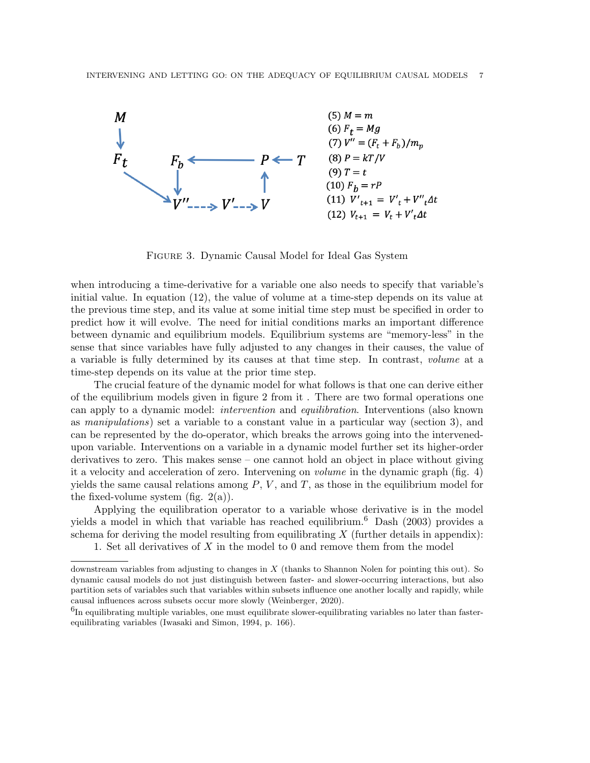(5) $M = m$

(6) $F_t = Mg$

(7) $V'' = (F_t + F_b)/m_p$

(8) $P = kT/V$

(9) $T = t$

(10) $F_b = rP$

(11) $V'_{t+1} = V'_t + V''_t \Delta t$

(12) $V_{t+1} = V_t + V'_t \Delta t$

Figure 3. Dynamic Causal Model for Ideal Gas System

when introducing a time-derivative for a variable one also needs to specify that variable's initial value. In equation (12), the value of volume at a time-step depends on its value at the previous time step, and its value at some initial time step must be specified in order to predict how it will evolve. The need for initial conditions marks an important difference between dynamic and equilibrium models. Equilibrium systems are "memory-less" in the sense that since variables have fully adjusted to any changes in their causes, the value of a variable is fully determined by its causes at that time step. In contrast, *volume* at a time-step depends on its value at the prior time step.

The crucial feature of the dynamic model for what follows is that one can derive either of the equilibrium models given in figure 2 from it . There are two formal operations one can apply to a dynamic model: *intervention* and *equilibration*. Interventions (also known as *manipulations*) set a variable to a constant value in a particular way (section 3), and can be represented by the do-operator, which breaks the arrows going into the intervened-upon variable. Interventions on a variable in a dynamic model further set its higher-order derivatives to zero. This makes sense – one cannot hold an object in place without giving it a velocity and acceleration of zero. Intervening on *volume* in the dynamic graph (fig. 4) yields the same causal relations among $P$, $V$, and $T$, as those in the equilibrium model for the fixed-volume system (fig. 2(a)).

Applying the equilibration operator to a variable whose derivative is in the model yields a model in which that variable has reached equilibrium.[6] Dash (2003) provides a schema for deriving the model resulting from equilibrating $X$ (further details in appendix):

1. Set all derivatives of $X$ in the model to 0 and remove them from the model

---

downstream variables from adjusting to changes in $X$ (thanks to Shannon Nolen for pointing this out). So dynamic causal models do not just distinguish between faster- and slower-occurring interactions, but also partition sets of variables such that variables within subsets influence one another locally and rapidly, while causal influences across subsets occur more slowly (Weinberger, 2020).

[6]In equilibrating multiple variables, one must equilibrate slower-equilibrating variables no later than faster-equilibrating variables (Iwasaki and Simon, 1994, p. 166).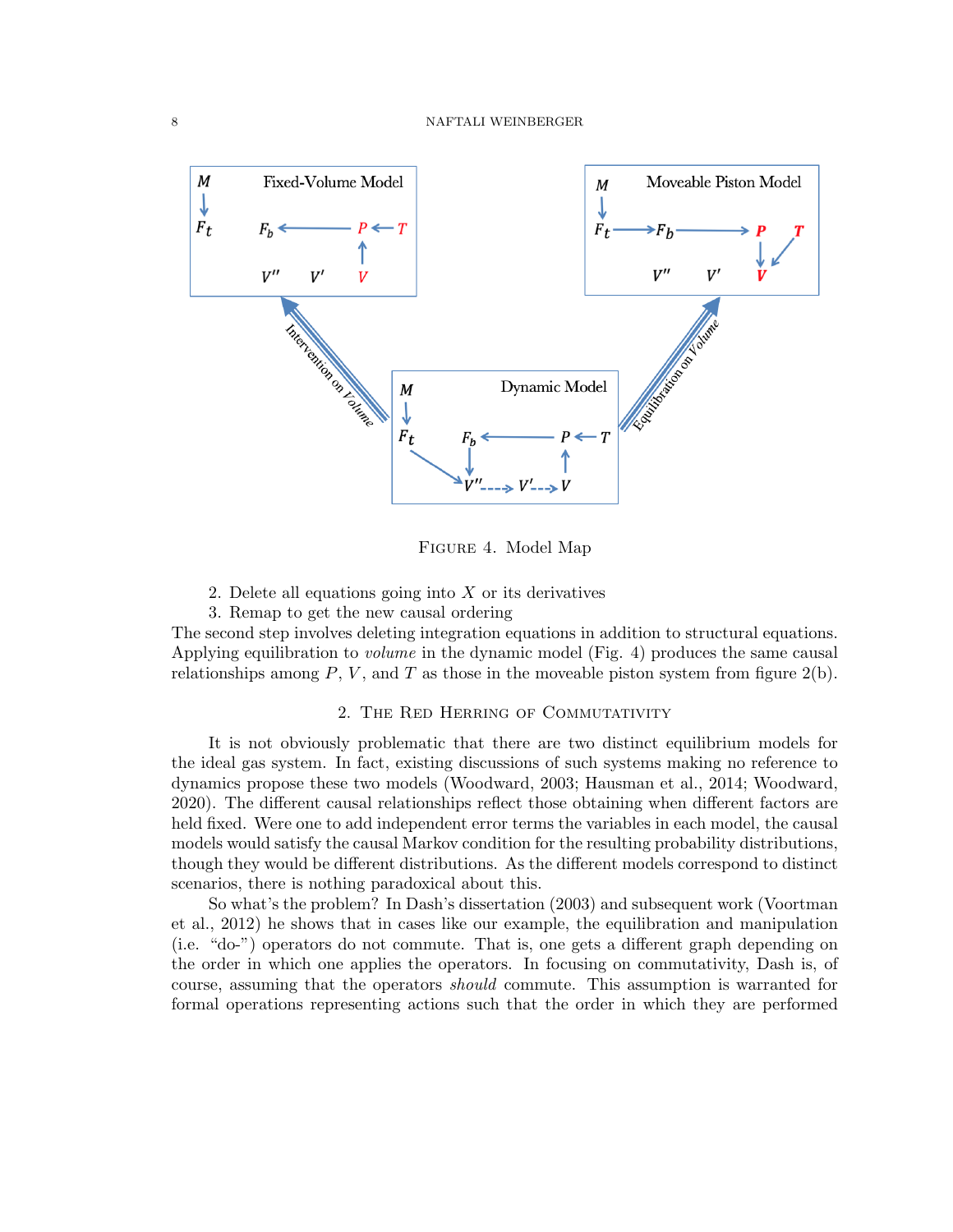FIGURE 4. Model Map

2. Delete all equations going into $X$ or its derivatives
3. Remap to get the new causal ordering

The second step involves deleting integration equations in addition to structural equations. Applying equilibration to *volume* in the dynamic model (Fig. 4) produces the same causal relationships among $P$, $V$, and $T$ as those in the moveable piston system from figure 2(b).

## 2. The Red Herring of Commutativity

It is not obviously problematic that there are two distinct equilibrium models for the ideal gas system. In fact, existing discussions of such systems making no reference to dynamics propose these two models (Woodward, 2003; Hausman et al., 2014; Woodward, 2020). The different causal relationships reflect those obtaining when different factors are held fixed. Were one to add independent error terms the variables in each model, the causal models would satisfy the causal Markov condition for the resulting probability distributions, though they would be different distributions. As the different models correspond to distinct scenarios, there is nothing paradoxical about this.

So what's the problem? In Dash's dissertation (2003) and subsequent work (Voortman et al., 2012) he shows that in cases like our example, the equilibration and manipulation (i.e. "do-") operators do not commute. That is, one gets a different graph depending on the order in which one applies the operators. In focusing on commutativity, Dash is, of course, assuming that the operators *should* commute. This assumption is warranted for formal operations representing actions such that the order in which they are performed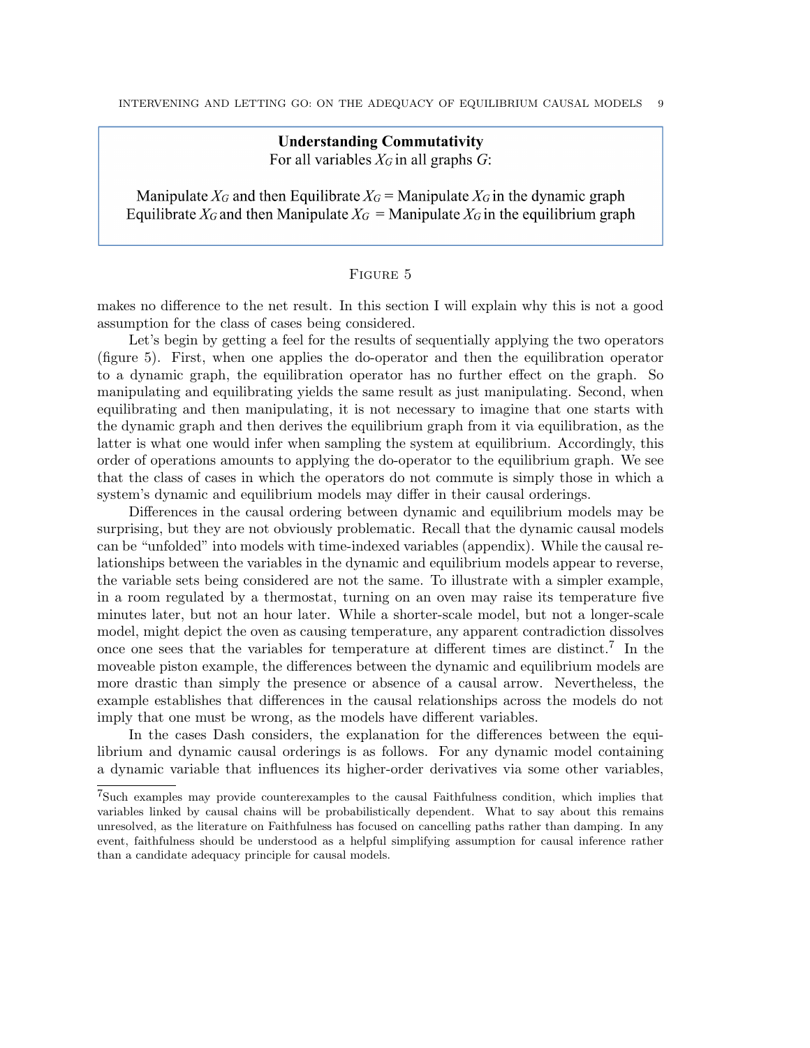**Understanding Commutativity**

For all variables $X_G$ in all graphs $G$:

Manipulate $X_G$ and then Equilibrate $X_G$ = Manipulate $X_G$ in the dynamic graph
Equilibrate $X_G$ and then Manipulate $X_G$ = Manipulate $X_G$ in the equilibrium graph

Figure 5

makes no difference to the net result. In this section I will explain why this is not a good assumption for the class of cases being considered.

Let's begin by getting a feel for the results of sequentially applying the two operators (figure 5). First, when one applies the do-operator and then the equilibration operator to a dynamic graph, the equilibration operator has no further effect on the graph. So manipulating and equilibrating yields the same result as just manipulating. Second, when equilibrating and then manipulating, it is not necessary to imagine that one starts with the dynamic graph and then derives the equilibrium graph from it via equilibration, as the latter is what one would infer when sampling the system at equilibrium. Accordingly, this order of operations amounts to applying the do-operator to the equilibrium graph. We see that the class of cases in which the operators do not commute is simply those in which a system's dynamic and equilibrium models may differ in their causal orderings.

Differences in the causal ordering between dynamic and equilibrium models may be surprising, but they are not obviously problematic. Recall that the dynamic causal models can be "unfolded" into models with time-indexed variables (appendix). While the causal relationships between the variables in the dynamic and equilibrium models appear to reverse, the variable sets being considered are not the same. To illustrate with a simpler example, in a room regulated by a thermostat, turning on an oven may raise its temperature five minutes later, but not an hour later. While a shorter-scale model, but not a longer-scale model, might depict the oven as causing temperature, any apparent contradiction dissolves once one sees that the variables for temperature at different times are distinct.[7] In the moveable piston example, the differences between the dynamic and equilibrium models are more drastic than simply the presence or absence of a causal arrow. Nevertheless, the example establishes that differences in the causal relationships across the models do not imply that one must be wrong, as the models have different variables.

In the cases Dash considers, the explanation for the differences between the equilibrium and dynamic causal orderings is as follows. For any dynamic model containing a dynamic variable that influences its higher-order derivatives via some other variables,

[7] Such examples may provide counterexamples to the causal Faithfulness condition, which implies that variables linked by causal chains will be probabilistically dependent. What to say about this remains unresolved, as the literature on Faithfulness has focused on cancelling paths rather than damping. In any event, faithfulness should be understood as a helpful simplifying assumption for causal inference rather than a candidate adequacy principle for causal models.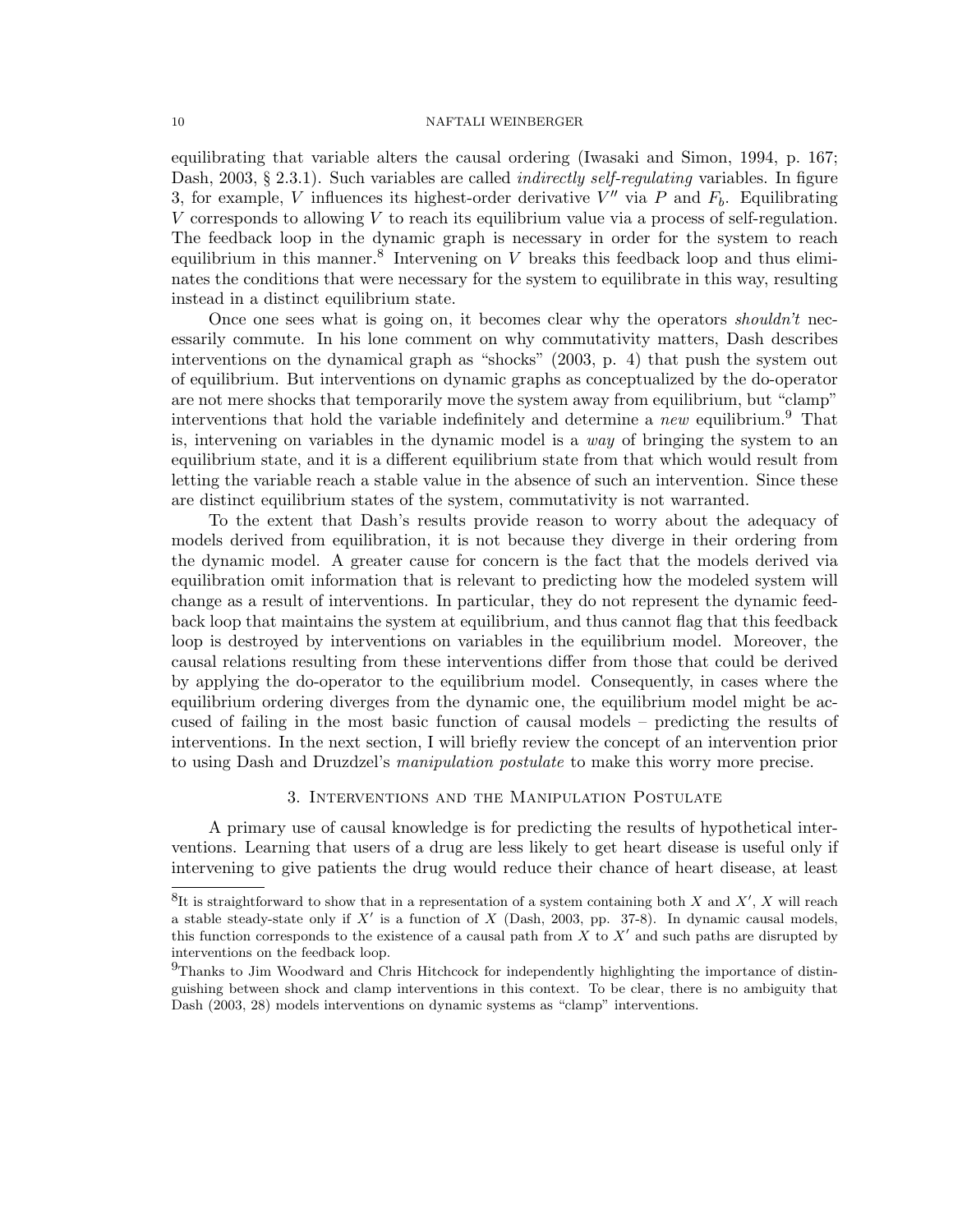equilibrating that variable alters the causal ordering (Iwasaki and Simon, 1994, p. 167; Dash, 2003, § 2.3.1). Such variables are called *indirectly self-regulating* variables. In figure 3, for example, $V$ influences its highest-order derivative $V''$ via $P$ and $F_b$. Equilibrating $V$ corresponds to allowing $V$ to reach its equilibrium value via a process of self-regulation. The feedback loop in the dynamic graph is necessary in order for the system to reach equilibrium in this manner.[8] Intervening on $V$ breaks this feedback loop and thus eliminates the conditions that were necessary for the system to equilibrate in this way, resulting instead in a distinct equilibrium state.

Once one sees what is going on, it becomes clear why the operators *shouldn't* necessarily commute. In his lone comment on why commutativity matters, Dash describes interventions on the dynamical graph as "shocks" (2003, p. 4) that push the system out of equilibrium. But interventions on dynamic graphs as conceptualized by the do-operator are not mere shocks that temporarily move the system away from equilibrium, but "clamp" interventions that hold the variable indefinitely and determine a *new* equilibrium.[9] That is, intervening on variables in the dynamic model is a *way* of bringing the system to an equilibrium state, and it is a different equilibrium state from that which would result from letting the variable reach a stable value in the absence of such an intervention. Since these are distinct equilibrium states of the system, commutativity is not warranted.

To the extent that Dash's results provide reason to worry about the adequacy of models derived from equilibration, it is not because they diverge in their ordering from the dynamic model. A greater cause for concern is the fact that the models derived via equilibration omit information that is relevant to predicting how the modeled system will change as a result of interventions. In particular, they do not represent the dynamic feedback loop that maintains the system at equilibrium, and thus cannot flag that this feedback loop is destroyed by interventions on variables in the equilibrium model. Moreover, the causal relations resulting from these interventions differ from those that could be derived by applying the do-operator to the equilibrium model. Consequently, in cases where the equilibrium ordering diverges from the dynamic one, the equilibrium model might be accused of failing in the most basic function of causal models – predicting the results of interventions. In the next section, I will briefly review the concept of an intervention prior to using Dash and Druzdzel's *manipulation postulate* to make this worry more precise.

## 3. Interventions and the Manipulation Postulate

A primary use of causal knowledge is for predicting the results of hypothetical interventions. Learning that users of a drug are less likely to get heart disease is useful only if intervening to give patients the drug would reduce their chance of heart disease, at least

---

[8] It is straightforward to show that in a representation of a system containing both $X$ and $X'$, $X$ will reach a stable steady-state only if $X'$ is a function of $X$ (Dash, 2003, pp. 37-8). In dynamic causal models, this function corresponds to the existence of a causal path from $X$ to $X'$ and such paths are disrupted by interventions on the feedback loop.

[9] Thanks to Jim Woodward and Chris Hitchcock for independently highlighting the importance of distinguishing between shock and clamp interventions in this context. To be clear, there is no ambiguity that Dash (2003, 28) models interventions on dynamic systems as "clamp" interventions.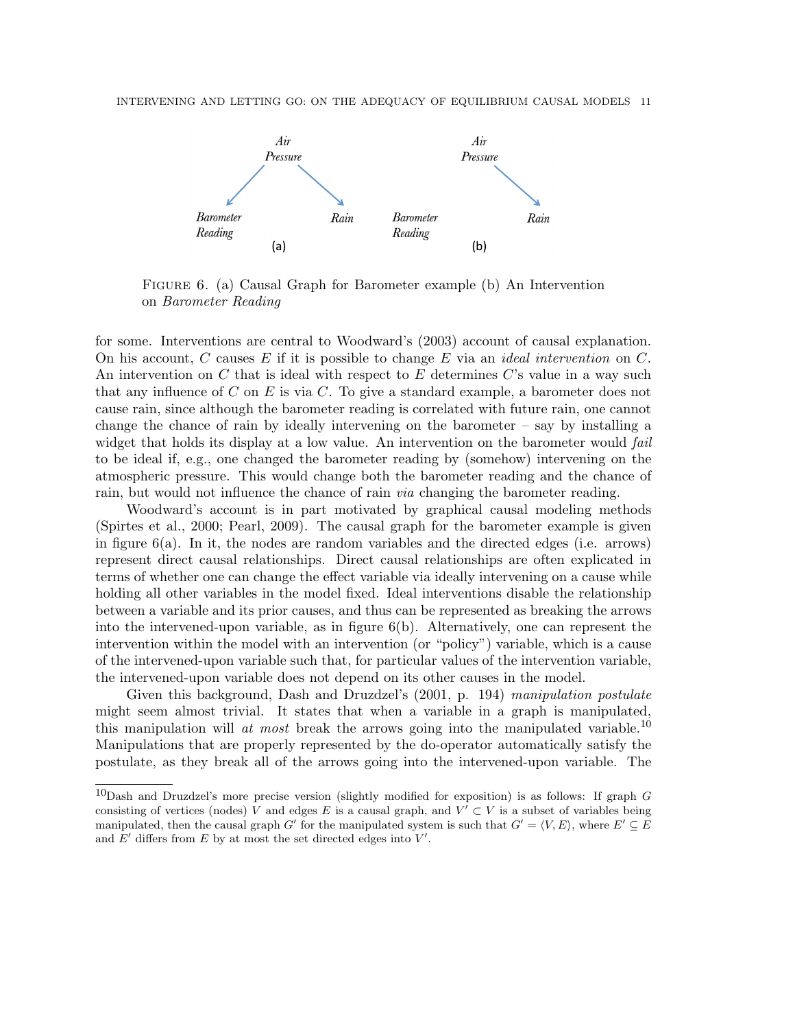Figure 6. (a) Causal Graph for Barometer example (b) An Intervention on *Barometer Reading*

for some. Interventions are central to Woodward's (2003) account of causal explanation. On his account, $C$ causes $E$ if it is possible to change $E$ via an *ideal intervention* on $C$. An intervention on $C$ that is ideal with respect to $E$ determines $C$'s value in a way such that any influence of $C$ on $E$ is via $C$. To give a standard example, a barometer does not cause rain, since although the barometer reading is correlated with future rain, one cannot change the chance of rain by ideally intervening on the barometer – say by installing a widget that holds its display at a low value. An intervention on the barometer would *fail* to be ideal if, e.g., one changed the barometer reading by (somehow) intervening on the atmospheric pressure. This would change both the barometer reading and the chance of rain, but would not influence the chance of rain *via* changing the barometer reading.

Woodward's account is in part motivated by graphical causal modeling methods (Spirtes et al., 2000; Pearl, 2009). The causal graph for the barometer example is given in figure 6(a). In it, the nodes are random variables and the directed edges (i.e. arrows) represent direct causal relationships. Direct causal relationships are often explicated in terms of whether one can change the effect variable via ideally intervening on a cause while holding all other variables in the model fixed. Ideal interventions disable the relationship between a variable and its prior causes, and thus can be represented as breaking the arrows into the intervened-upon variable, as in figure 6(b). Alternatively, one can represent the intervention within the model with an intervention (or "policy") variable, which is a cause of the intervened-upon variable such that, for particular values of the intervention variable, the intervened-upon variable does not depend on its other causes in the model.

Given this background, Dash and Druzdzel's (2001, p. 194) *manipulation postulate* might seem almost trivial. It states that when a variable in a graph is manipulated, this manipulation will *at most* break the arrows going into the manipulated variable.[10] Manipulations that are properly represented by the do-operator automatically satisfy the postulate, as they break all of the arrows going into the intervened-upon variable. The

[10] Dash and Druzdzel's more precise version (slightly modified for exposition) is as follows: If graph $G$ consisting of vertices (nodes) $V$ and edges $E$ is a causal graph, and $V' \subset V$ is a subset of variables being manipulated, then the causal graph $G'$ for the manipulated system is such that $G' = \langle V, E \rangle$, where $E' \subseteq E$ and $E'$ differs from $E$ by at most the set directed edges into $V'$.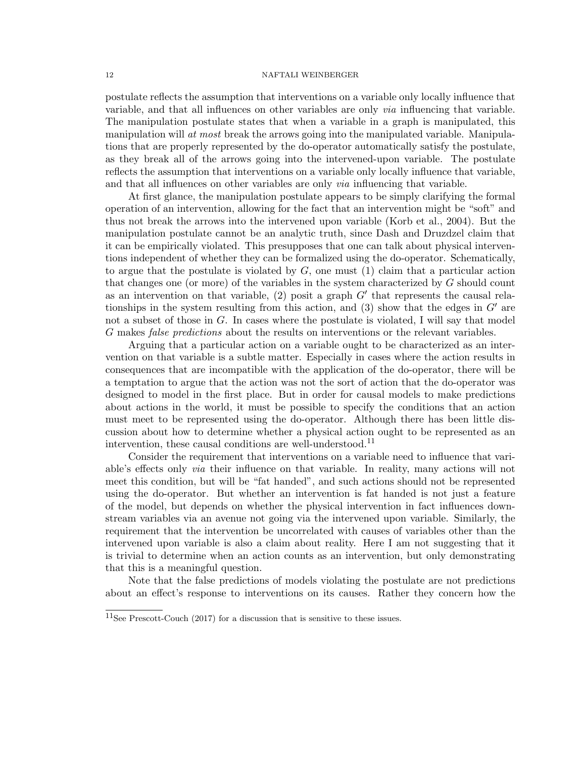postulate reflects the assumption that interventions on a variable only locally influence that variable, and that all influences on other variables are only *via* influencing that variable. The manipulation postulate states that when a variable in a graph is manipulated, this manipulation will *at most* break the arrows going into the manipulated variable. Manipulations that are properly represented by the do-operator automatically satisfy the postulate, as they break all of the arrows going into the intervened-upon variable. The postulate reflects the assumption that interventions on a variable only locally influence that variable, and that all influences on other variables are only *via* influencing that variable.

At first glance, the manipulation postulate appears to be simply clarifying the formal operation of an intervention, allowing for the fact that an intervention might be "soft" and thus not break the arrows into the intervened upon variable (Korb et al., 2004). But the manipulation postulate cannot be an analytic truth, since Dash and Druzdzel claim that it can be empirically violated. This presupposes that one can talk about physical interventions independent of whether they can be formalized using the do-operator. Schematically, to argue that the postulate is violated by $G$, one must (1) claim that a particular action that changes one (or more) of the variables in the system characterized by $G$ should count as an intervention on that variable, (2) posit a graph $G'$ that represents the causal relationships in the system resulting from this action, and (3) show that the edges in $G'$ are not a subset of those in $G$. In cases where the postulate is violated, I will say that model $G$ makes *false predictions* about the results on interventions or the relevant variables.

Arguing that a particular action on a variable ought to be characterized as an intervention on that variable is a subtle matter. Especially in cases where the action results in consequences that are incompatible with the application of the do-operator, there will be a temptation to argue that the action was not the sort of action that the do-operator was designed to model in the first place. But in order for causal models to make predictions about actions in the world, it must be possible to specify the conditions that an action must meet to be represented using the do-operator. Although there has been little discussion about how to determine whether a physical action ought to be represented as an intervention, these causal conditions are well-understood.[11]

Consider the requirement that interventions on a variable need to influence that variable's effects only *via* their influence on that variable. In reality, many actions will not meet this condition, but will be "fat handed", and such actions should not be represented using the do-operator. But whether an intervention is fat handed is not just a feature of the model, but depends on whether the physical intervention in fact influences downstream variables via an avenue not going via the intervened upon variable. Similarly, the requirement that the intervention be uncorrelated with causes of variables other than the intervened upon variable is also a claim about reality. Here I am not suggesting that it is trivial to determine when an action counts as an intervention, but only demonstrating that this is a meaningful question.

Note that the false predictions of models violating the postulate are not predictions about an effect's response to interventions on its causes. Rather they concern how the

[11] See Prescott-Couch (2017) for a discussion that is sensitive to these issues.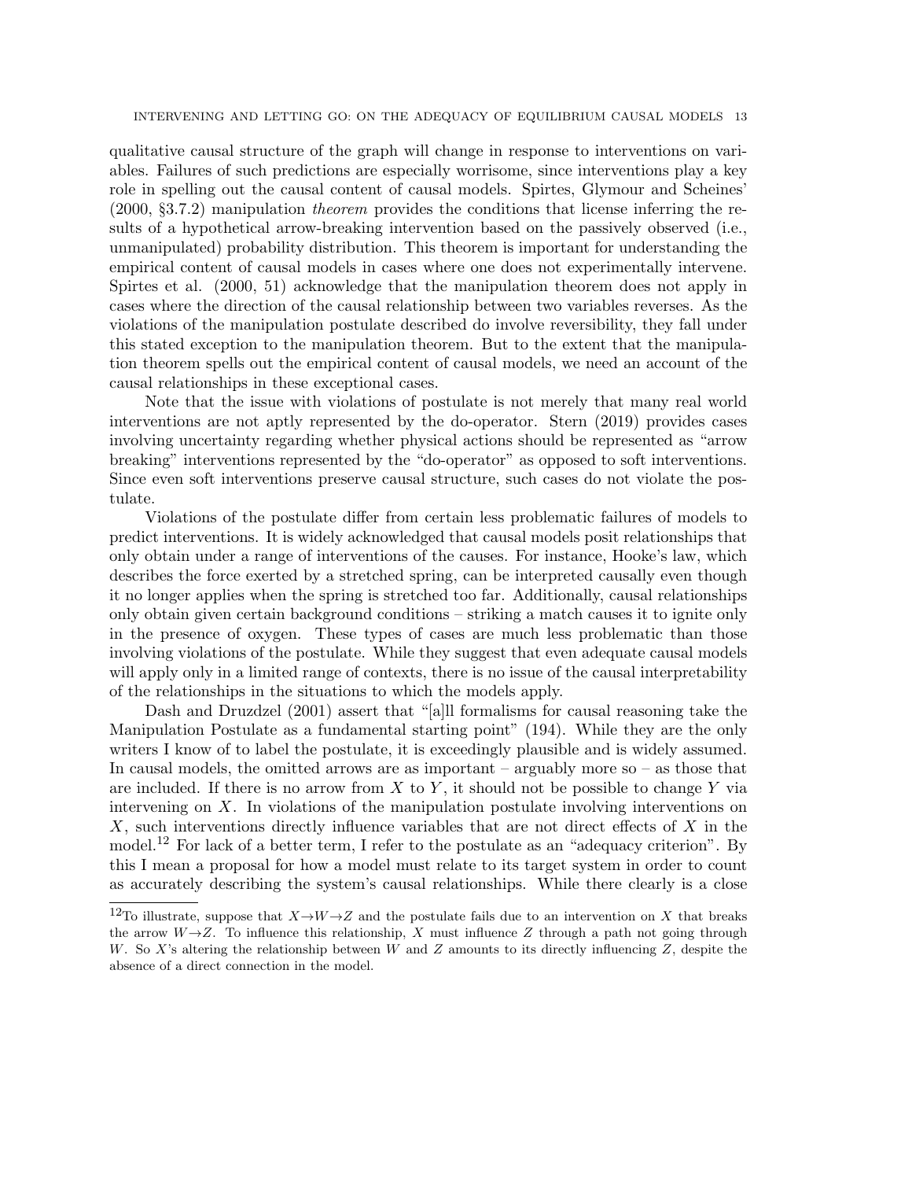qualitative causal structure of the graph will change in response to interventions on variables. Failures of such predictions are especially worrisome, since interventions play a key role in spelling out the causal content of causal models. Spirtes, Glymour and Scheines' (2000, §3.7.2) manipulation *theorem* provides the conditions that license inferring the results of a hypothetical arrow-breaking intervention based on the passively observed (i.e., unmanipulated) probability distribution. This theorem is important for understanding the empirical content of causal models in cases where one does not experimentally intervene. Spirtes et al. (2000, 51) acknowledge that the manipulation theorem does not apply in cases where the direction of the causal relationship between two variables reverses. As the violations of the manipulation postulate described do involve reversibility, they fall under this stated exception to the manipulation theorem. But to the extent that the manipulation theorem spells out the empirical content of causal models, we need an account of the causal relationships in these exceptional cases.

Note that the issue with violations of postulate is not merely that many real world interventions are not aptly represented by the do-operator. Stern (2019) provides cases involving uncertainty regarding whether physical actions should be represented as "arrow breaking" interventions represented by the "do-operator" as opposed to soft interventions. Since even soft interventions preserve causal structure, such cases do not violate the postulate.

Violations of the postulate differ from certain less problematic failures of models to predict interventions. It is widely acknowledged that causal models posit relationships that only obtain under a range of interventions of the causes. For instance, Hooke's law, which describes the force exerted by a stretched spring, can be interpreted causally even though it no longer applies when the spring is stretched too far. Additionally, causal relationships only obtain given certain background conditions – striking a match causes it to ignite only in the presence of oxygen. These types of cases are much less problematic than those involving violations of the postulate. While they suggest that even adequate causal models will apply only in a limited range of contexts, there is no issue of the causal interpretability of the relationships in the situations to which the models apply.

Dash and Druzdzel (2001) assert that "[a]ll formalisms for causal reasoning take the Manipulation Postulate as a fundamental starting point" (194). While they are the only writers I know of to label the postulate, it is exceedingly plausible and is widely assumed. In causal models, the omitted arrows are as important – arguably more so – as those that are included. If there is no arrow from $X$ to $Y$, it should not be possible to change $Y$ via intervening on $X$. In violations of the manipulation postulate involving interventions on $X$, such interventions directly influence variables that are not direct effects of $X$ in the model.[12] For lack of a better term, I refer to the postulate as an "adequacy criterion". By this I mean a proposal for how a model must relate to its target system in order to count as accurately describing the system's causal relationships. While there clearly is a close

[12]To illustrate, suppose that $X \to W \to Z$ and the postulate fails due to an intervention on $X$ that breaks the arrow $W \to Z$. To influence this relationship, $X$ must influence $Z$ through a path not going through $W$. So $X$'s altering the relationship between $W$ and $Z$ amounts to its directly influencing $Z$, despite the absence of a direct connection in the model.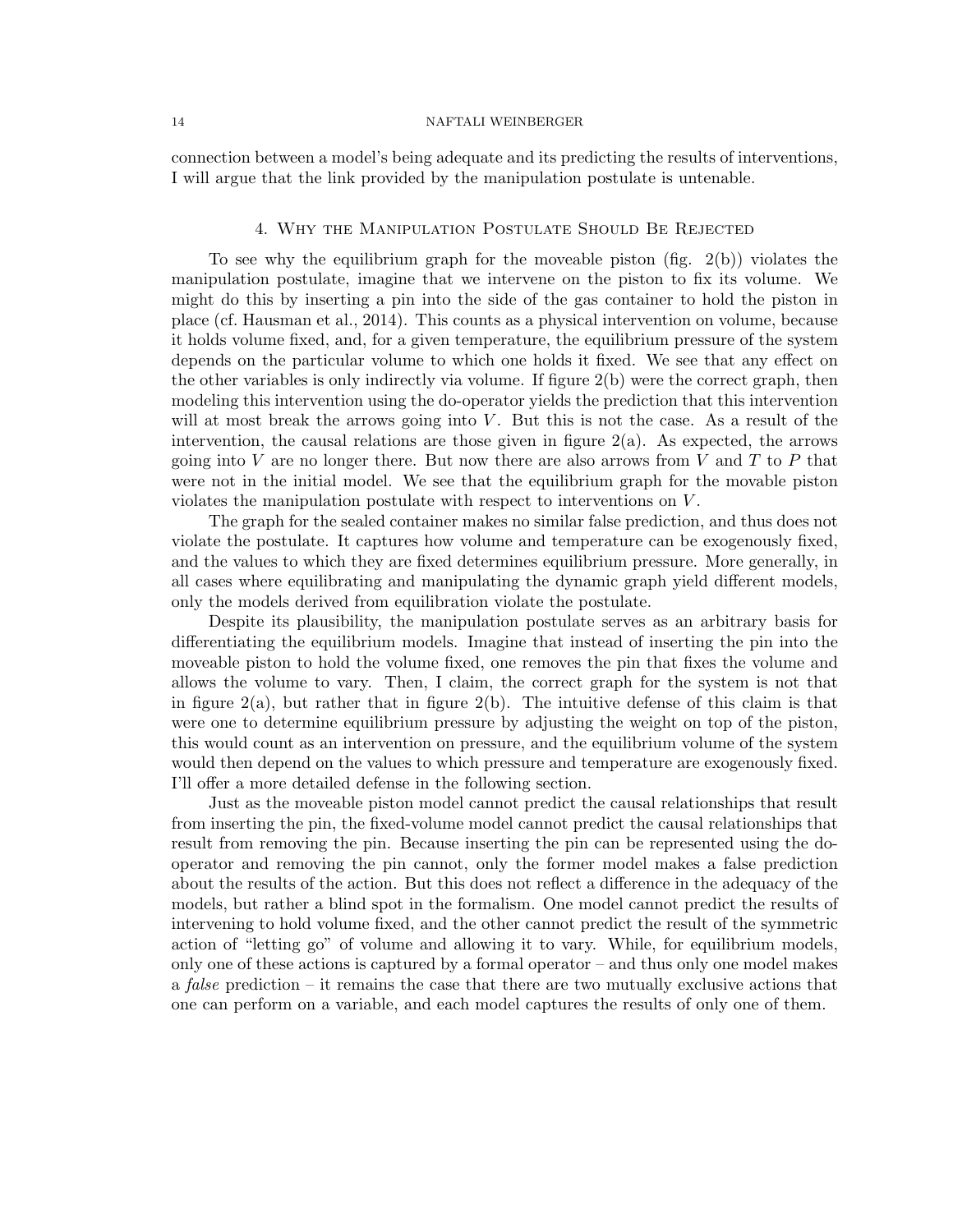connection between a model's being adequate and its predicting the results of interventions, I will argue that the link provided by the manipulation postulate is untenable.

## 4. Why the Manipulation Postulate Should Be Rejected

To see why the equilibrium graph for the moveable piston (fig. 2(b)) violates the manipulation postulate, imagine that we intervene on the piston to fix its volume. We might do this by inserting a pin into the side of the gas container to hold the piston in place (cf. Hausman et al., 2014). This counts as a physical intervention on volume, because it holds volume fixed, and, for a given temperature, the equilibrium pressure of the system depends on the particular volume to which one holds it fixed. We see that any effect on the other variables is only indirectly via volume. If figure 2(b) were the correct graph, then modeling this intervention using the do-operator yields the prediction that this intervention will at most break the arrows going into $V$. But this is not the case. As a result of the intervention, the causal relations are those given in figure 2(a). As expected, the arrows going into $V$ are no longer there. But now there are also arrows from $V$ and $T$ to $P$ that were not in the initial model. We see that the equilibrium graph for the movable piston violates the manipulation postulate with respect to interventions on $V$.

The graph for the sealed container makes no similar false prediction, and thus does not violate the postulate. It captures how volume and temperature can be exogenously fixed, and the values to which they are fixed determines equilibrium pressure. More generally, in all cases where equilibrating and manipulating the dynamic graph yield different models, only the models derived from equilibration violate the postulate.

Despite its plausibility, the manipulation postulate serves as an arbitrary basis for differentiating the equilibrium models. Imagine that instead of inserting the pin into the moveable piston to hold the volume fixed, one removes the pin that fixes the volume and allows the volume to vary. Then, I claim, the correct graph for the system is not that in figure 2(a), but rather that in figure 2(b). The intuitive defense of this claim is that were one to determine equilibrium pressure by adjusting the weight on top of the piston, this would count as an intervention on pressure, and the equilibrium volume of the system would then depend on the values to which pressure and temperature are exogenously fixed. I'll offer a more detailed defense in the following section.

Just as the moveable piston model cannot predict the causal relationships that result from inserting the pin, the fixed-volume model cannot predict the causal relationships that result from removing the pin. Because inserting the pin can be represented using the do-operator and removing the pin cannot, only the former model makes a false prediction about the results of the action. But this does not reflect a difference in the adequacy of the models, but rather a blind spot in the formalism. One model cannot predict the results of intervening to hold volume fixed, and the other cannot predict the result of the symmetric action of "letting go" of volume and allowing it to vary. While, for equilibrium models, only one of these actions is captured by a formal operator – and thus only one model makes a *false* prediction – it remains the case that there are two mutually exclusive actions that one can perform on a variable, and each model captures the results of only one of them.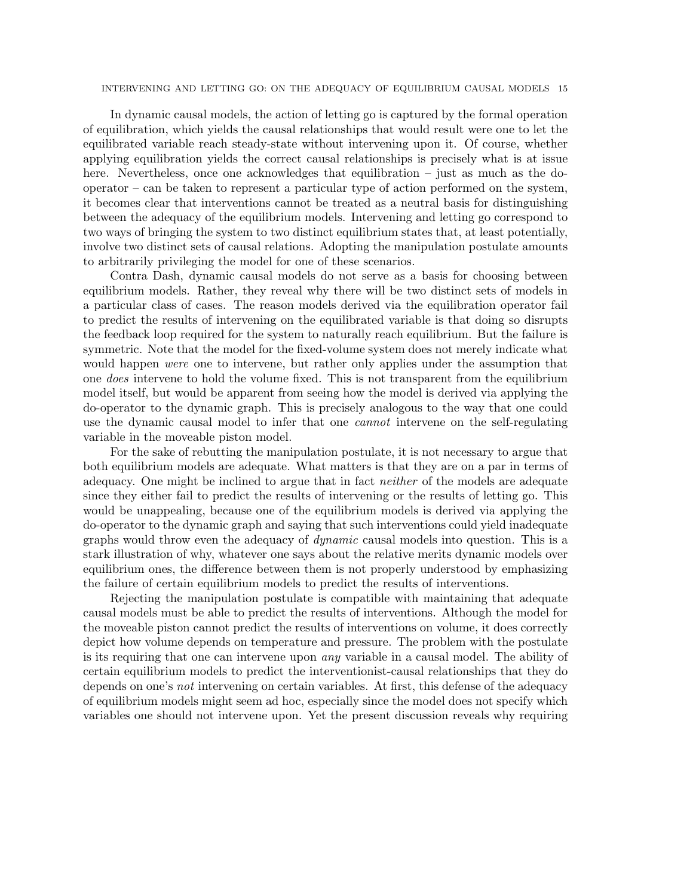In dynamic causal models, the action of letting go is captured by the formal operation of equilibration, which yields the causal relationships that would result were one to let the equilibrated variable reach steady-state without intervening upon it. Of course, whether applying equilibration yields the correct causal relationships is precisely what is at issue here. Nevertheless, once one acknowledges that equilibration – just as much as the do-operator – can be taken to represent a particular type of action performed on the system, it becomes clear that interventions cannot be treated as a neutral basis for distinguishing between the adequacy of the equilibrium models. Intervening and letting go correspond to two ways of bringing the system to two distinct equilibrium states that, at least potentially, involve two distinct sets of causal relations. Adopting the manipulation postulate amounts to arbitrarily privileging the model for one of these scenarios.

Contra Dash, dynamic causal models do not serve as a basis for choosing between equilibrium models. Rather, they reveal why there will be two distinct sets of models in a particular class of cases. The reason models derived via the equilibration operator fail to predict the results of intervening on the equilibrated variable is that doing so disrupts the feedback loop required for the system to naturally reach equilibrium. But the failure is symmetric. Note that the model for the fixed-volume system does not merely indicate what would happen *were* one to intervene, but rather only applies under the assumption that one *does* intervene to hold the volume fixed. This is not transparent from the equilibrium model itself, but would be apparent from seeing how the model is derived via applying the do-operator to the dynamic graph. This is precisely analogous to the way that one could use the dynamic causal model to infer that one *cannot* intervene on the self-regulating variable in the moveable piston model.

For the sake of rebutting the manipulation postulate, it is not necessary to argue that both equilibrium models are adequate. What matters is that they are on a par in terms of adequacy. One might be inclined to argue that in fact *neither* of the models are adequate since they either fail to predict the results of intervening or the results of letting go. This would be unappealing, because one of the equilibrium models is derived via applying the do-operator to the dynamic graph and saying that such interventions could yield inadequate graphs would throw even the adequacy of *dynamic* causal models into question. This is a stark illustration of why, whatever one says about the relative merits dynamic models over equilibrium ones, the difference between them is not properly understood by emphasizing the failure of certain equilibrium models to predict the results of interventions.

Rejecting the manipulation postulate is compatible with maintaining that adequate causal models must be able to predict the results of interventions. Although the model for the moveable piston cannot predict the results of interventions on volume, it does correctly depict how volume depends on temperature and pressure. The problem with the postulate is its requiring that one can intervene upon *any* variable in a causal model. The ability of certain equilibrium models to predict the interventionist-causal relationships that they do depends on one's *not* intervening on certain variables. At first, this defense of the adequacy of equilibrium models might seem ad hoc, especially since the model does not specify which variables one should not intervene upon. Yet the present discussion reveals why requiring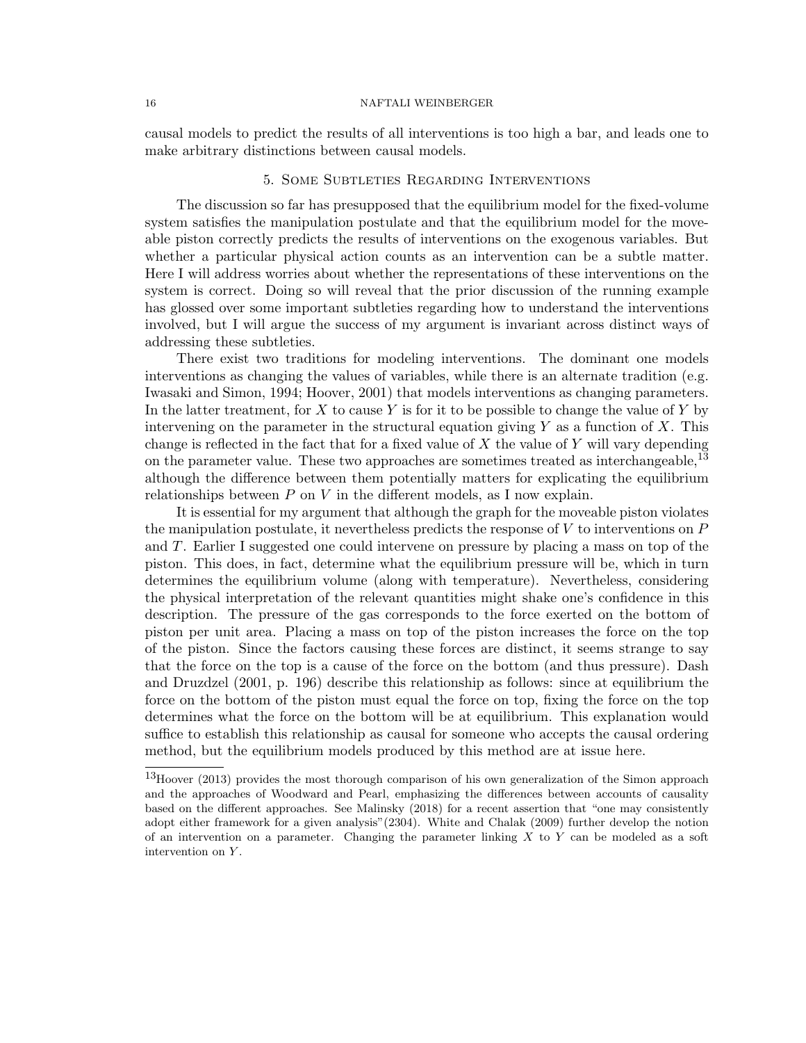causal models to predict the results of all interventions is too high a bar, and leads one to make arbitrary distinctions between causal models.

## 5. Some Subtleties Regarding Interventions

The discussion so far has presupposed that the equilibrium model for the fixed-volume system satisfies the manipulation postulate and that the equilibrium model for the moveable piston correctly predicts the results of interventions on the exogenous variables. But whether a particular physical action counts as an intervention can be a subtle matter. Here I will address worries about whether the representations of these interventions on the system is correct. Doing so will reveal that the prior discussion of the running example has glossed over some important subtleties regarding how to understand the interventions involved, but I will argue the success of my argument is invariant across distinct ways of addressing these subtleties.

There exist two traditions for modeling interventions. The dominant one models interventions as changing the values of variables, while there is an alternate tradition (e.g. Iwasaki and Simon, 1994; Hoover, 2001) that models interventions as changing parameters. In the latter treatment, for $X$ to cause $Y$ is for it to be possible to change the value of $Y$ by intervening on the parameter in the structural equation giving $Y$ as a function of $X$. This change is reflected in the fact that for a fixed value of $X$ the value of $Y$ will vary depending on the parameter value. These two approaches are sometimes treated as interchangeable,[13] although the difference between them potentially matters for explicating the equilibrium relationships between $P$ on $V$ in the different models, as I now explain.

It is essential for my argument that although the graph for the moveable piston violates the manipulation postulate, it nevertheless predicts the response of $V$ to interventions on $P$ and $T$. Earlier I suggested one could intervene on pressure by placing a mass on top of the piston. This does, in fact, determine what the equilibrium pressure will be, which in turn determines the equilibrium volume (along with temperature). Nevertheless, considering the physical interpretation of the relevant quantities might shake one's confidence in this description. The pressure of the gas corresponds to the force exerted on the bottom of piston per unit area. Placing a mass on top of the piston increases the force on the top of the piston. Since the factors causing these forces are distinct, it seems strange to say that the force on the top is a cause of the force on the bottom (and thus pressure). Dash and Druzdzel (2001, p. 196) describe this relationship as follows: since at equilibrium the force on the bottom of the piston must equal the force on top, fixing the force on the top determines what the force on the bottom will be at equilibrium. This explanation would suffice to establish this relationship as causal for someone who accepts the causal ordering method, but the equilibrium models produced by this method are at issue here.

---

[13]Hoover (2013) provides the most thorough comparison of his own generalization of the Simon approach and the approaches of Woodward and Pearl, emphasizing the differences between accounts of causality based on the different approaches. See Malinsky (2018) for a recent assertion that "one may consistently adopt either framework for a given analysis"(2304). White and Chalak (2009) further develop the notion of an intervention on a parameter. Changing the parameter linking $X$ to $Y$ can be modeled as a soft intervention on $Y$.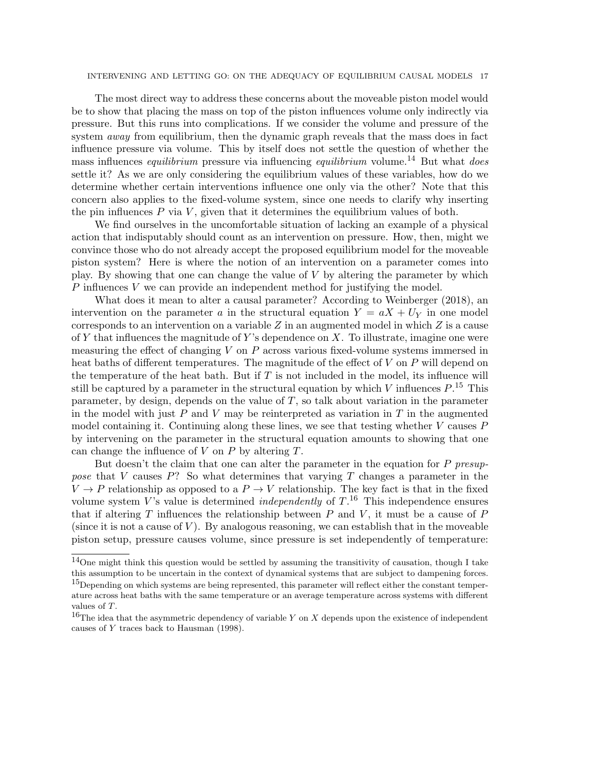The most direct way to address these concerns about the moveable piston model would be to show that placing the mass on top of the piston influences volume only indirectly via pressure. But this runs into complications. If we consider the volume and pressure of the system *away* from equilibrium, then the dynamic graph reveals that the mass does in fact influence pressure via volume. This by itself does not settle the question of whether the mass influences *equilibrium* pressure via influencing *equilibrium* volume.[14] But what *does* settle it? As we are only considering the equilibrium values of these variables, how do we determine whether certain interventions influence one only via the other? Note that this concern also applies to the fixed-volume system, since one needs to clarify why inserting the pin influences $P$ via $V$, given that it determines the equilibrium values of both.

We find ourselves in the uncomfortable situation of lacking an example of a physical action that indisputably should count as an intervention on pressure. How, then, might we convince those who do not already accept the proposed equilibrium model for the moveable piston system? Here is where the notion of an intervention on a parameter comes into play. By showing that one can change the value of $V$ by altering the parameter by which $P$ influences $V$ we can provide an independent method for justifying the model.

What does it mean to alter a causal parameter? According to Weinberger (2018), an intervention on the parameter $a$ in the structural equation $Y = aX + U_Y$ in one model corresponds to an intervention on a variable $Z$ in an augmented model in which $Z$ is a cause of $Y$ that influences the magnitude of $Y$'s dependence on $X$. To illustrate, imagine one were measuring the effect of changing $V$ on $P$ across various fixed-volume systems immersed in heat baths of different temperatures. The magnitude of the effect of $V$ on $P$ will depend on the temperature of the heat bath. But if $T$ is not included in the model, its influence will still be captured by a parameter in the structural equation by which $V$ influences $P$.[15] This parameter, by design, depends on the value of $T$, so talk about variation in the parameter in the model with just $P$ and $V$ may be reinterpreted as variation in $T$ in the augmented model containing it. Continuing along these lines, we see that testing whether $V$ causes $P$ by intervening on the parameter in the structural equation amounts to showing that one can change the influence of $V$ on $P$ by altering $T$.

But doesn't the claim that one can alter the parameter in the equation for $P$ *presuppose* that $V$ causes $P$? So what determines that varying $T$ changes a parameter in the $V \to P$ relationship as opposed to a $P \to V$ relationship. The key fact is that in the fixed volume system $V$'s value is determined *independently* of $T$.[16] This independence ensures that if altering $T$ influences the relationship between $P$ and $V$, it must be a cause of $P$ (since it is not a cause of $V$). By analogous reasoning, we can establish that in the moveable piston setup, pressure causes volume, since pressure is set independently of temperature:

---

[14] One might think this question would be settled by assuming the transitivity of causation, though I take this assumption to be uncertain in the context of dynamical systems that are subject to dampening forces.

[15] Depending on which systems are being represented, this parameter will reflect either the constant temperature across heat baths with the same temperature or an average temperature across systems with different values of $T$.

[16] The idea that the asymmetric dependency of variable $Y$ on $X$ depends upon the existence of independent causes of $Y$ traces back to Hausman (1998).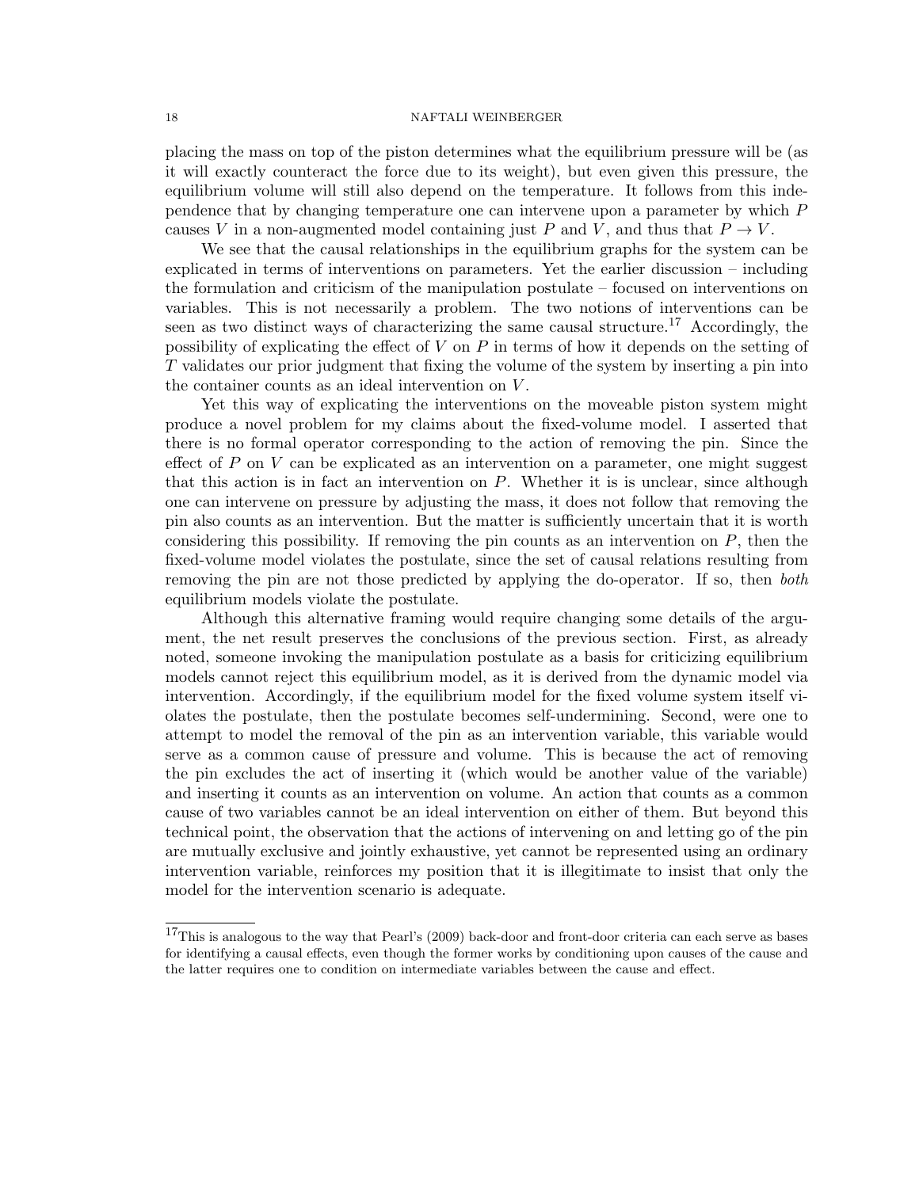placing the mass on top of the piston determines what the equilibrium pressure will be (as it will exactly counteract the force due to its weight), but even given this pressure, the equilibrium volume will still also depend on the temperature. It follows from this independence that by changing temperature one can intervene upon a parameter by which $P$ causes $V$ in a non-augmented model containing just $P$ and $V$, and thus that $P \to V$.

We see that the causal relationships in the equilibrium graphs for the system can be explicated in terms of interventions on parameters. Yet the earlier discussion – including the formulation and criticism of the manipulation postulate – focused on interventions on variables. This is not necessarily a problem. The two notions of interventions can be seen as two distinct ways of characterizing the same causal structure.[17] Accordingly, the possibility of explicating the effect of $V$ on $P$ in terms of how it depends on the setting of $T$ validates our prior judgment that fixing the volume of the system by inserting a pin into the container counts as an ideal intervention on $V$.

Yet this way of explicating the interventions on the moveable piston system might produce a novel problem for my claims about the fixed-volume model. I asserted that there is no formal operator corresponding to the action of removing the pin. Since the effect of $P$ on $V$ can be explicated as an intervention on a parameter, one might suggest that this action is in fact an intervention on $P$. Whether it is is unclear, since although one can intervene on pressure by adjusting the mass, it does not follow that removing the pin also counts as an intervention. But the matter is sufficiently uncertain that it is worth considering this possibility. If removing the pin counts as an intervention on $P$, then the fixed-volume model violates the postulate, since the set of causal relations resulting from removing the pin are not those predicted by applying the do-operator. If so, then *both* equilibrium models violate the postulate.

Although this alternative framing would require changing some details of the argument, the net result preserves the conclusions of the previous section. First, as already noted, someone invoking the manipulation postulate as a basis for criticizing equilibrium models cannot reject this equilibrium model, as it is derived from the dynamic model via intervention. Accordingly, if the equilibrium model for the fixed volume system itself violates the postulate, then the postulate becomes self-undermining. Second, were one to attempt to model the removal of the pin as an intervention variable, this variable would serve as a common cause of pressure and volume. This is because the act of removing the pin excludes the act of inserting it (which would be another value of the variable) and inserting it counts as an intervention on volume. An action that counts as a common cause of two variables cannot be an ideal intervention on either of them. But beyond this technical point, the observation that the actions of intervening on and letting go of the pin are mutually exclusive and jointly exhaustive, yet cannot be represented using an ordinary intervention variable, reinforces my position that it is illegitimate to insist that only the model for the intervention scenario is adequate.

[17] This is analogous to the way that Pearl's (2009) back-door and front-door criteria can each serve as bases for identifying a causal effects, even though the former works by conditioning upon causes of the cause and the latter requires one to condition on intermediate variables between the cause and effect.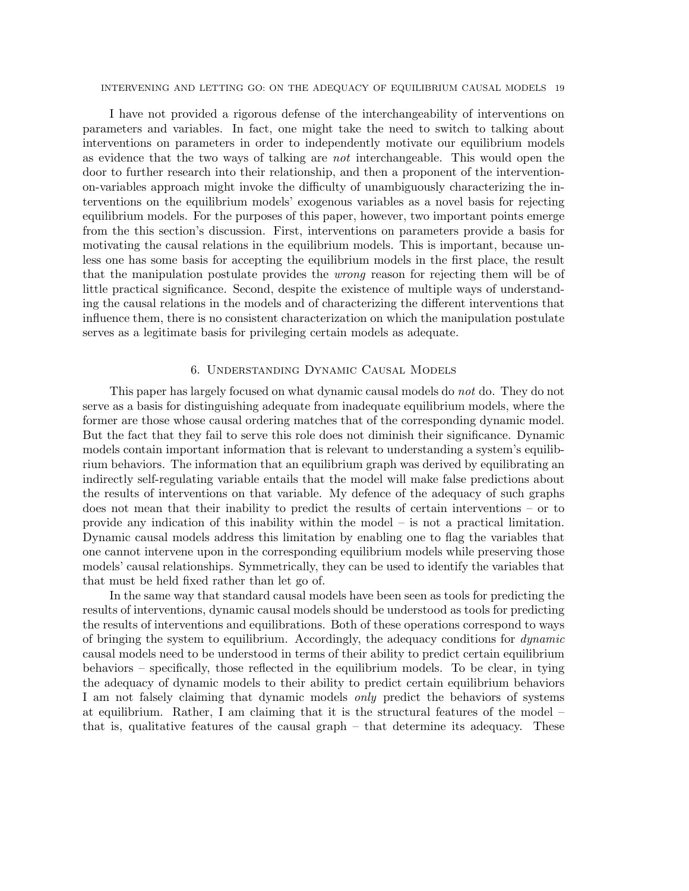I have not provided a rigorous defense of the interchangeability of interventions on parameters and variables. In fact, one might take the need to switch to talking about interventions on parameters in order to independently motivate our equilibrium models as evidence that the two ways of talking are *not* interchangeable. This would open the door to further research into their relationship, and then a proponent of the intervention-on-variables approach might invoke the difficulty of unambiguously characterizing the interventions on the equilibrium models' exogenous variables as a novel basis for rejecting equilibrium models. For the purposes of this paper, however, two important points emerge from the this section's discussion. First, interventions on parameters provide a basis for motivating the causal relations in the equilibrium models. This is important, because unless one has some basis for accepting the equilibrium models in the first place, the result that the manipulation postulate provides the *wrong* reason for rejecting them will be of little practical significance. Second, despite the existence of multiple ways of understanding the causal relations in the models and of characterizing the different interventions that influence them, there is no consistent characterization on which the manipulation postulate serves as a legitimate basis for privileging certain models as adequate.

## 6. Understanding Dynamic Causal Models

This paper has largely focused on what dynamic causal models do *not* do. They do not serve as a basis for distinguishing adequate from inadequate equilibrium models, where the former are those whose causal ordering matches that of the corresponding dynamic model. But the fact that they fail to serve this role does not diminish their significance. Dynamic models contain important information that is relevant to understanding a system's equilibrium behaviors. The information that an equilibrium graph was derived by equilibrating an indirectly self-regulating variable entails that the model will make false predictions about the results of interventions on that variable. My defence of the adequacy of such graphs does not mean that their inability to predict the results of certain interventions – or to provide any indication of this inability within the model – is not a practical limitation. Dynamic causal models address this limitation by enabling one to flag the variables that one cannot intervene upon in the corresponding equilibrium models while preserving those models' causal relationships. Symmetrically, they can be used to identify the variables that that must be held fixed rather than let go of.

In the same way that standard causal models have been seen as tools for predicting the results of interventions, dynamic causal models should be understood as tools for predicting the results of interventions and equilibrations. Both of these operations correspond to ways of bringing the system to equilibrium. Accordingly, the adequacy conditions for *dynamic* causal models need to be understood in terms of their ability to predict certain equilibrium behaviors – specifically, those reflected in the equilibrium models. To be clear, in tying the adequacy of dynamic models to their ability to predict certain equilibrium behaviors I am not falsely claiming that dynamic models *only* predict the behaviors of systems at equilibrium. Rather, I am claiming that it is the structural features of the model – that is, qualitative features of the causal graph – that determine its adequacy. These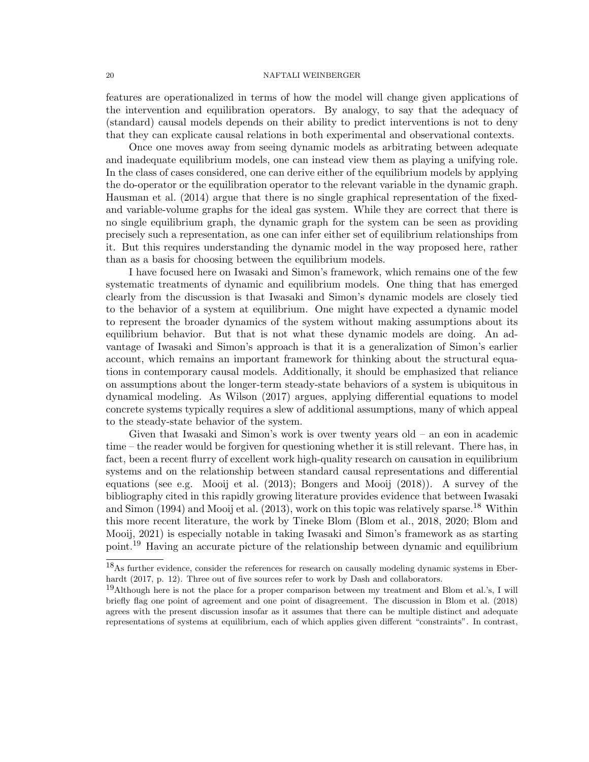features are operationalized in terms of how the model will change given applications of the intervention and equilibration operators. By analogy, to say that the adequacy of (standard) causal models depends on their ability to predict interventions is not to deny that they can explicate causal relations in both experimental and observational contexts.

Once one moves away from seeing dynamic models as arbitrating between adequate and inadequate equilibrium models, one can instead view them as playing a unifying role. In the class of cases considered, one can derive either of the equilibrium models by applying the do-operator or the equilibration operator to the relevant variable in the dynamic graph. Hausman et al. (2014) argue that there is no single graphical representation of the fixed- and variable-volume graphs for the ideal gas system. While they are correct that there is no single equilibrium graph, the dynamic graph for the system can be seen as providing precisely such a representation, as one can infer either set of equilibrium relationships from it. But this requires understanding the dynamic model in the way proposed here, rather than as a basis for choosing between the equilibrium models.

I have focused here on Iwasaki and Simon's framework, which remains one of the few systematic treatments of dynamic and equilibrium models. One thing that has emerged clearly from the discussion is that Iwasaki and Simon's dynamic models are closely tied to the behavior of a system at equilibrium. One might have expected a dynamic model to represent the broader dynamics of the system without making assumptions about its equilibrium behavior. But that is not what these dynamic models are doing. An advantage of Iwasaki and Simon's approach is that it is a generalization of Simon's earlier account, which remains an important framework for thinking about the structural equations in contemporary causal models. Additionally, it should be emphasized that reliance on assumptions about the longer-term steady-state behaviors of a system is ubiquitous in dynamical modeling. As Wilson (2017) argues, applying differential equations to model concrete systems typically requires a slew of additional assumptions, many of which appeal to the steady-state behavior of the system.

Given that Iwasaki and Simon's work is over twenty years old – an eon in academic time – the reader would be forgiven for questioning whether it is still relevant. There has, in fact, been a recent flurry of excellent work high-quality research on causation in equilibrium systems and on the relationship between standard causal representations and differential equations (see e.g. Mooij et al. (2013); Bongers and Mooij (2018)). A survey of the bibliography cited in this rapidly growing literature provides evidence that between Iwasaki and Simon (1994) and Mooij et al. (2013), work on this topic was relatively sparse.[18] Within this more recent literature, the work by Tineke Blom (Blom et al., 2018, 2020; Blom and Mooij, 2021) is especially notable in taking Iwasaki and Simon's framework as as starting point.[19] Having an accurate picture of the relationship between dynamic and equilibrium

[18]As further evidence, consider the references for research on causally modeling dynamic systems in Eberhardt (2017, p. 12). Three out of five sources refer to work by Dash and collaborators.

[19]Although here is not the place for a proper comparison between my treatment and Blom et al.'s, I will briefly flag one point of agreement and one point of disagreement. The discussion in Blom et al. (2018) agrees with the present discussion insofar as it assumes that there can be multiple distinct and adequate representations of systems at equilibrium, each of which applies given different "constraints". In contrast,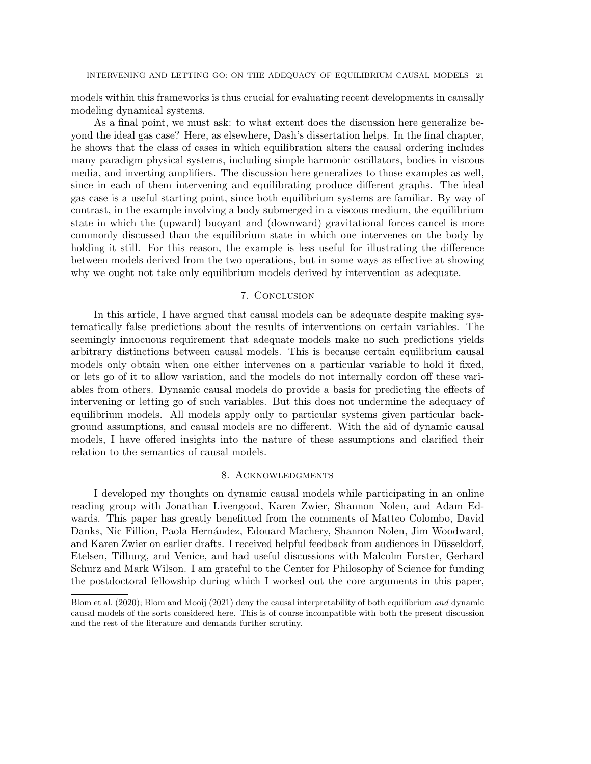models within this frameworks is thus crucial for evaluating recent developments in causally modeling dynamical systems.

As a final point, we must ask: to what extent does the discussion here generalize beyond the ideal gas case? Here, as elsewhere, Dash's dissertation helps. In the final chapter, he shows that the class of cases in which equilibration alters the causal ordering includes many paradigm physical systems, including simple harmonic oscillators, bodies in viscous media, and inverting amplifiers. The discussion here generalizes to those examples as well, since in each of them intervening and equilibrating produce different graphs. The ideal gas case is a useful starting point, since both equilibrium systems are familiar. By way of contrast, in the example involving a body submerged in a viscous medium, the equilibrium state in which the (upward) buoyant and (downward) gravitational forces cancel is more commonly discussed than the equilibrium state in which one intervenes on the body by holding it still. For this reason, the example is less useful for illustrating the difference between models derived from the two operations, but in some ways as effective at showing why we ought not take only equilibrium models derived by intervention as adequate.

## 7. Conclusion

In this article, I have argued that causal models can be adequate despite making systematically false predictions about the results of interventions on certain variables. The seemingly innocuous requirement that adequate models make no such predictions yields arbitrary distinctions between causal models. This is because certain equilibrium causal models only obtain when one either intervenes on a particular variable to hold it fixed, or lets go of it to allow variation, and the models do not internally cordon off these variables from others. Dynamic causal models do provide a basis for predicting the effects of intervening or letting go of such variables. But this does not undermine the adequacy of equilibrium models. All models apply only to particular systems given particular background assumptions, and causal models are no different. With the aid of dynamic causal models, I have offered insights into the nature of these assumptions and clarified their relation to the semantics of causal models.

## 8. Acknowledgments

I developed my thoughts on dynamic causal models while participating in an online reading group with Jonathan Livengood, Karen Zwier, Shannon Nolen, and Adam Edwards. This paper has greatly benefitted from the comments of Matteo Colombo, David Danks, Nic Fillion, Paola Hernández, Edouard Machery, Shannon Nolen, Jim Woodward, and Karen Zwier on earlier drafts. I received helpful feedback from audiences in Düsseldorf, Etelsen, Tilburg, and Venice, and had useful discussions with Malcolm Forster, Gerhard Schurz and Mark Wilson. I am grateful to the Center for Philosophy of Science for funding the postdoctoral fellowship during which I worked out the core arguments in this paper,

---

Blom et al. (2020); Blom and Mooij (2021) deny the causal interpretability of both equilibrium *and* dynamic causal models of the sorts considered here. This is of course incompatible with both the present discussion and the rest of the literature and demands further scrutiny.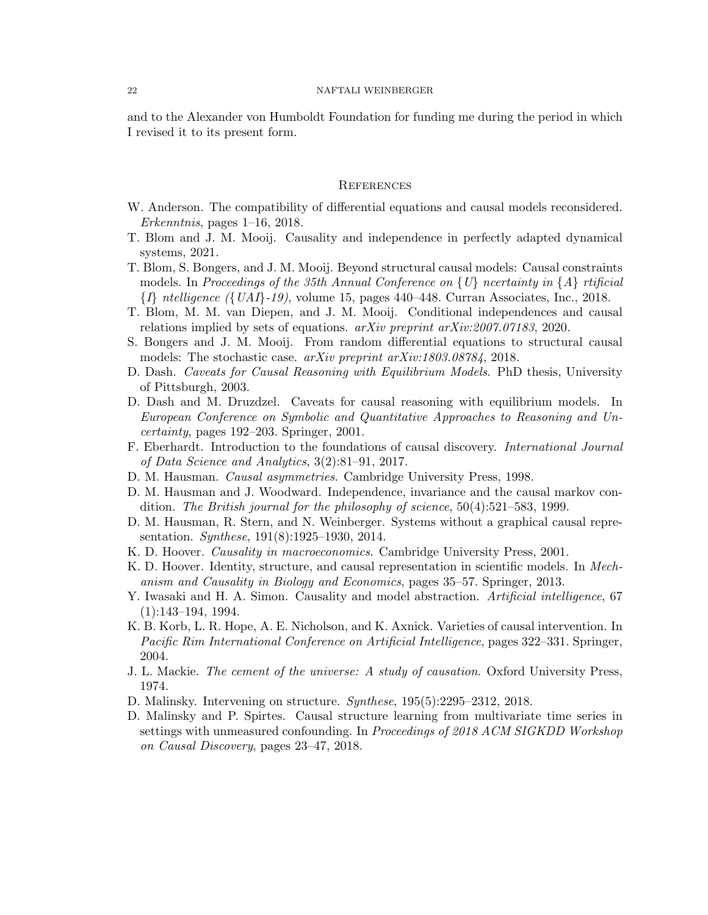and to the Alexander von Humboldt Foundation for funding me during the period in which I revised it to its present form.

## References

W. Anderson. The compatibility of differential equations and causal models reconsidered. *Erkenntnis*, pages 1–16, 2018.

T. Blom and J. M. Mooij. Causality and independence in perfectly adapted dynamical systems, 2021.

T. Blom, S. Bongers, and J. M. Mooij. Beyond structural causal models: Causal constraints models. In *Proceedings of the 35th Annual Conference on {U} ncertainty in {A} rtificial {I} ntelligence ({UAI}-19)*, volume 15, pages 440–448. Curran Associates, Inc., 2018.

T. Blom, M. M. van Diepen, and J. M. Mooij. Conditional independences and causal relations implied by sets of equations. *arXiv preprint arXiv:2007.07183*, 2020.

S. Bongers and J. M. Mooij. From random differential equations to structural causal models: The stochastic case. *arXiv preprint arXiv:1803.08784*, 2018.

D. Dash. *Caveats for Causal Reasoning with Equilibrium Models*. PhD thesis, University of Pittsburgh, 2003.

D. Dash and M. Druzdzel. Caveats for causal reasoning with equilibrium models. In *European Conference on Symbolic and Quantitative Approaches to Reasoning and Uncertainty*, pages 192–203. Springer, 2001.

F. Eberhardt. Introduction to the foundations of causal discovery. *International Journal of Data Science and Analytics*, 3(2):81–91, 2017.

D. M. Hausman. *Causal asymmetries*. Cambridge University Press, 1998.

D. M. Hausman and J. Woodward. Independence, invariance and the causal markov condition. *The British journal for the philosophy of science*, 50(4):521–583, 1999.

D. M. Hausman, R. Stern, and N. Weinberger. Systems without a graphical causal representation. *Synthese*, 191(8):1925–1930, 2014.

K. D. Hoover. *Causality in macroeconomics*. Cambridge University Press, 2001.

K. D. Hoover. Identity, structure, and causal representation in scientific models. In *Mechanism and Causality in Biology and Economics*, pages 35–57. Springer, 2013.

Y. Iwasaki and H. A. Simon. Causality and model abstraction. *Artificial intelligence*, 67 (1):143–194, 1994.

K. B. Korb, L. R. Hope, A. E. Nicholson, and K. Axnick. Varieties of causal intervention. In *Pacific Rim International Conference on Artificial Intelligence*, pages 322–331. Springer, 2004.

J. L. Mackie. *The cement of the universe: A study of causation*. Oxford University Press, 1974.

D. Malinsky. Intervening on structure. *Synthese*, 195(5):2295–2312, 2018.

D. Malinsky and P. Spirtes. Causal structure learning from multivariate time series in settings with unmeasured confounding. In *Proceedings of 2018 ACM SIGKDD Workshop on Causal Discovery*, pages 23–47, 2018.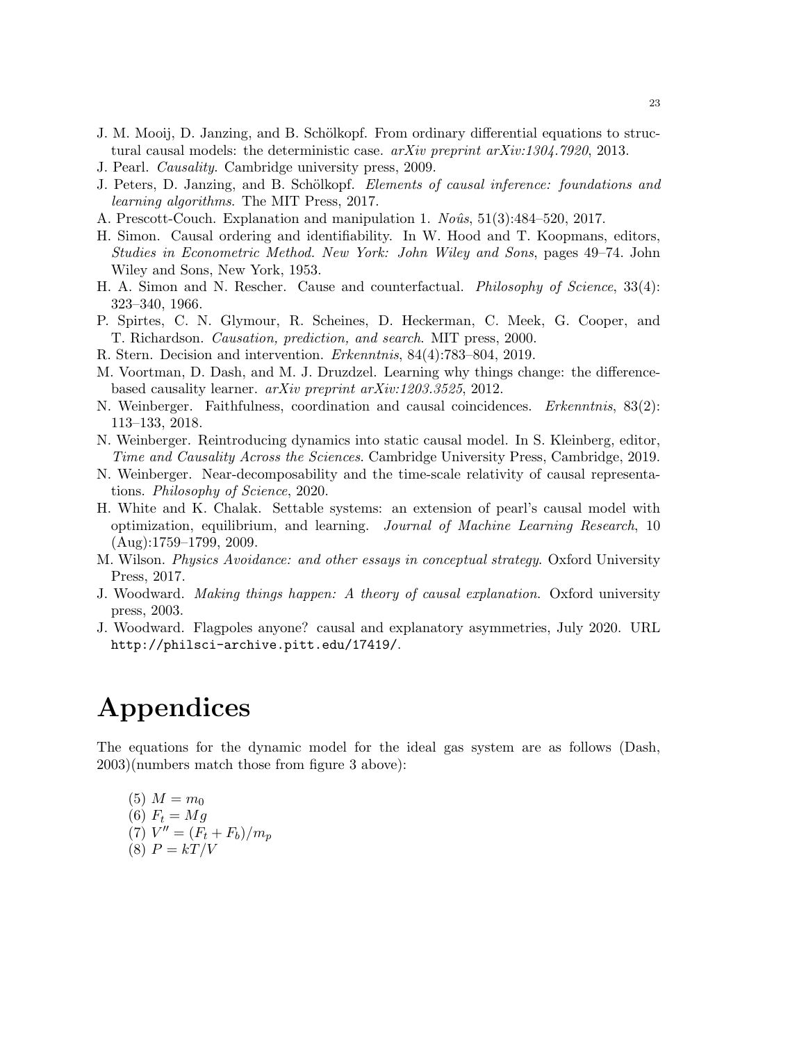J. M. Mooij, D. Janzing, and B. Schölkopf. From ordinary differential equations to structural causal models: the deterministic case. *arXiv preprint arXiv:1304.7920*, 2013.

J. Pearl. *Causality*. Cambridge university press, 2009.

J. Peters, D. Janzing, and B. Schölkopf. *Elements of causal inference: foundations and learning algorithms*. The MIT Press, 2017.

A. Prescott-Couch. Explanation and manipulation 1. *Noûs*, 51(3):484–520, 2017.

H. Simon. Causal ordering and identifiability. In W. Hood and T. Koopmans, editors, *Studies in Econometric Method. New York: John Wiley and Sons*, pages 49–74. John Wiley and Sons, New York, 1953.

H. A. Simon and N. Rescher. Cause and counterfactual. *Philosophy of Science*, 33(4): 323–340, 1966.

P. Spirtes, C. N. Glymour, R. Scheines, D. Heckerman, C. Meek, G. Cooper, and T. Richardson. *Causation, prediction, and search*. MIT press, 2000.

R. Stern. Decision and intervention. *Erkenntnis*, 84(4):783–804, 2019.

M. Voortman, D. Dash, and M. J. Druzdzel. Learning why things change: the difference-based causality learner. *arXiv preprint arXiv:1203.3525*, 2012.

N. Weinberger. Faithfulness, coordination and causal coincidences. *Erkenntnis*, 83(2): 113–133, 2018.

N. Weinberger. Reintroducing dynamics into static causal model. In S. Kleinberg, editor, *Time and Causality Across the Sciences*. Cambridge University Press, Cambridge, 2019.

N. Weinberger. Near-decomposability and the time-scale relativity of causal representations. *Philosophy of Science*, 2020.

H. White and K. Chalak. Settable systems: an extension of pearl's causal model with optimization, equilibrium, and learning. *Journal of Machine Learning Research*, 10 (Aug):1759–1799, 2009.

M. Wilson. *Physics Avoidance: and other essays in conceptual strategy*. Oxford University Press, 2017.

J. Woodward. *Making things happen: A theory of causal explanation*. Oxford university press, 2003.

J. Woodward. Flagpoles anyone? causal and explanatory asymmetries, July 2020. URL http://philsci-archive.pitt.edu/17419/.

# Appendices

The equations for the dynamic model for the ideal gas system are as follows (Dash, 2003)(numbers match those from figure 3 above):

(5) $M = m_0$

(6) $F_t = Mg$

(7) $V'' = (F_t + F_b)/m_p$

(8) $P = kT/V$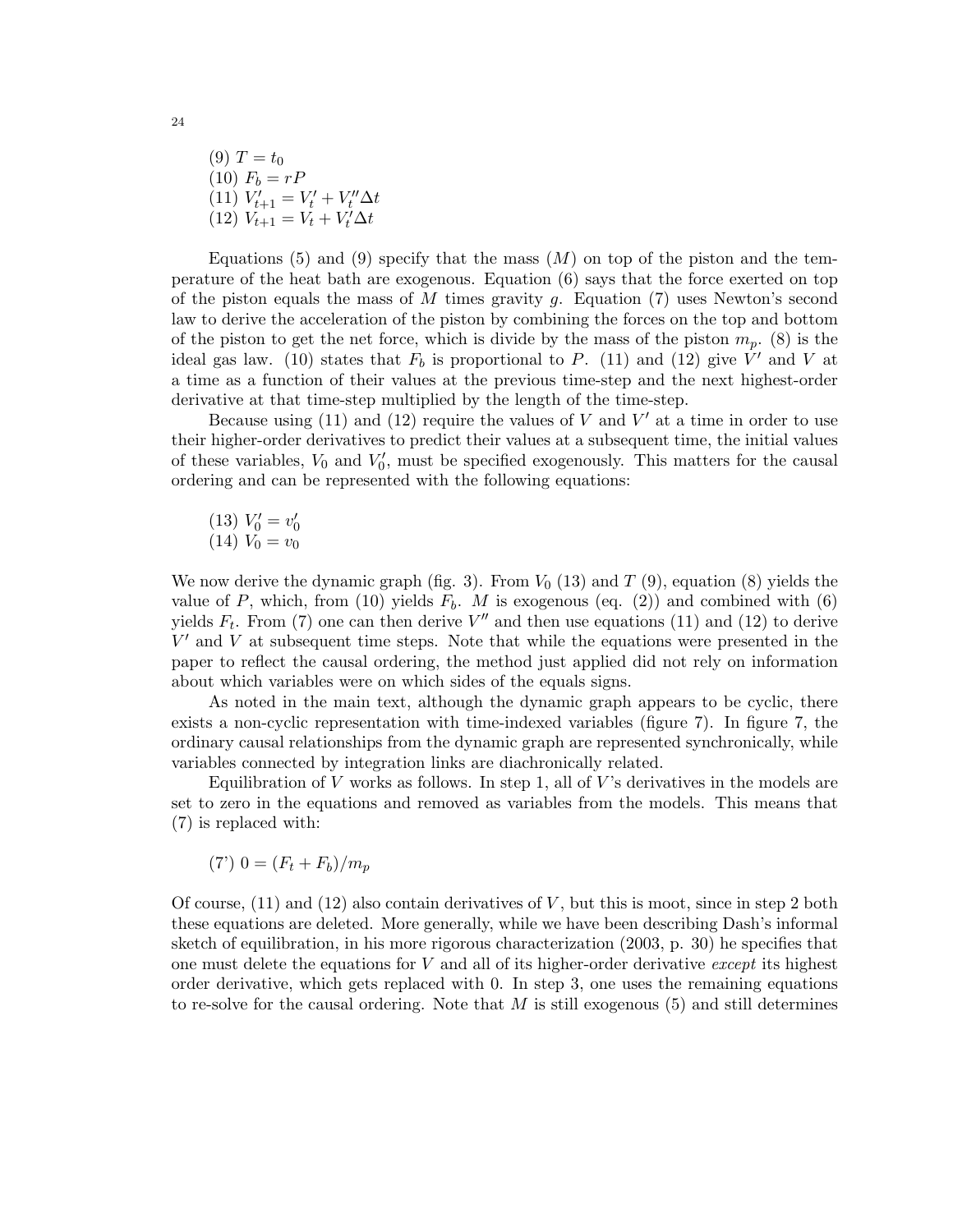(9) $T = t_0$
(10) $F_b = rP$
(11) $V'_{t+1} = V'_t + V''_t \Delta t$
(12) $V_{t+1} = V_t + V'_t \Delta t$

Equations (5) and (9) specify that the mass ($M$) on top of the piston and the temperature of the heat bath are exogenous. Equation (6) says that the force exerted on top of the piston equals the mass of $M$ times gravity $g$. Equation (7) uses Newton's second law to derive the acceleration of the piston by combining the forces on the top and bottom of the piston to get the net force, which is divide by the mass of the piston $m_p$. (8) is the ideal gas law. (10) states that $F_b$ is proportional to $P$. (11) and (12) give $V'$ and $V$ at a time as a function of their values at the previous time-step and the next highest-order derivative at that time-step multiplied by the length of the time-step.

Because using (11) and (12) require the values of $V$ and $V'$ at a time in order to use their higher-order derivatives to predict their values at a subsequent time, the initial values of these variables, $V_0$ and $V'_0$, must be specified exogenously. This matters for the causal ordering and can be represented with the following equations:

(13) $V'_0 = v'_0$
(14) $V_0 = v_0$

We now derive the dynamic graph (fig. 3). From $V_0$ (13) and $T$ (9), equation (8) yields the value of $P$, which, from (10) yields $F_b$. $M$ is exogenous (eq. (2)) and combined with (6) yields $F_t$. From (7) one can then derive $V''$ and then use equations (11) and (12) to derive $V'$ and $V$ at subsequent time steps. Note that while the equations were presented in the paper to reflect the causal ordering, the method just applied did not rely on information about which variables were on which sides of the equals signs.

As noted in the main text, although the dynamic graph appears to be cyclic, there exists a non-cyclic representation with time-indexed variables (figure 7). In figure 7, the ordinary causal relationships from the dynamic graph are represented synchronically, while variables connected by integration links are diachronically related.

Equilibration of $V$ works as follows. In step 1, all of $V$'s derivatives in the models are set to zero in the equations and removed as variables from the models. This means that (7) is replaced with:

(7') $0 = (F_t + F_b)/m_p$

Of course, (11) and (12) also contain derivatives of $V$, but this is moot, since in step 2 both these equations are deleted. More generally, while we have been describing Dash's informal sketch of equilibration, in his more rigorous characterization (2003, p. 30) he specifies that one must delete the equations for $V$ and all of its higher-order derivative *except* its highest order derivative, which gets replaced with 0. In step 3, one uses the remaining equations to re-solve for the causal ordering. Note that $M$ is still exogenous (5) and still determines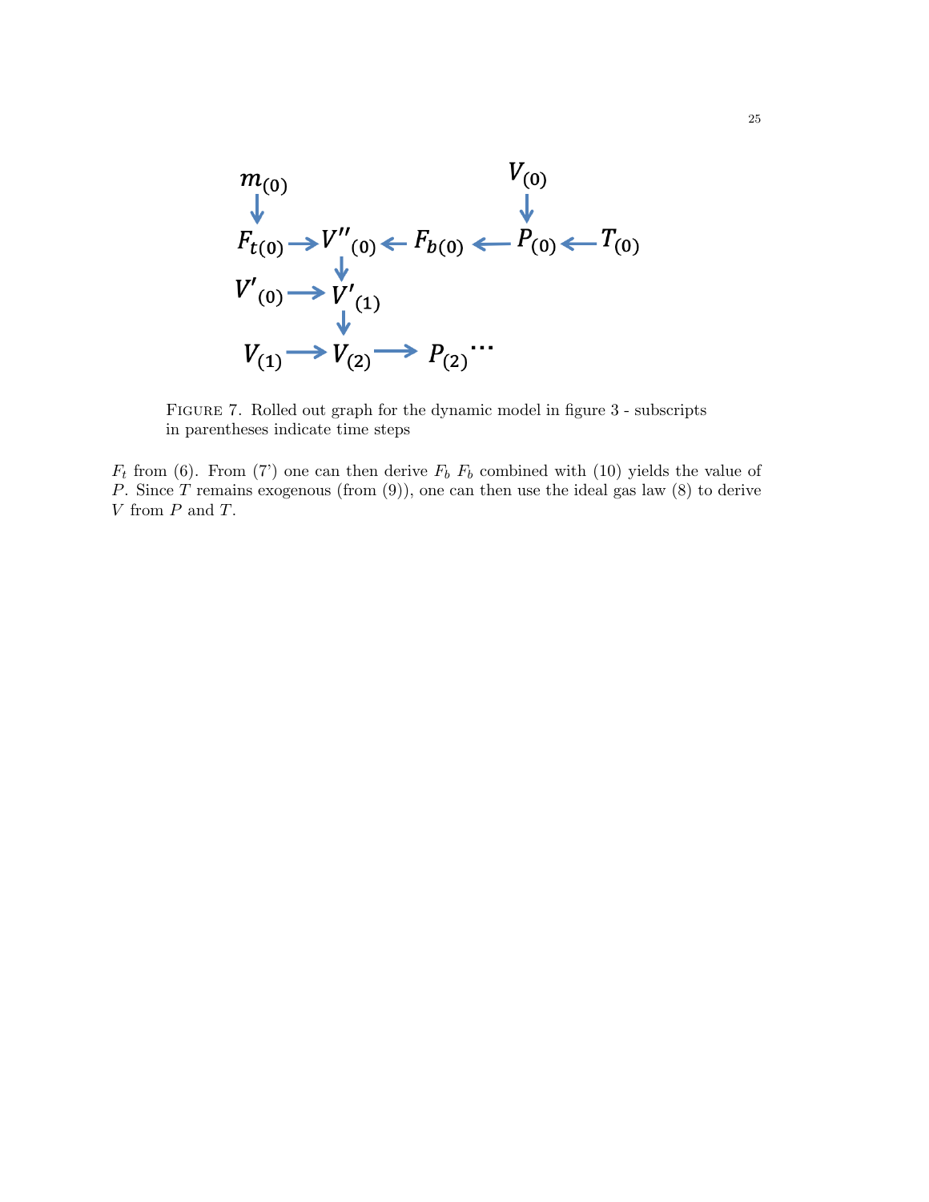$m_{(0)}$

$V_{(0)}$

$F_{t(0)}$ $V''_{(0)}$ $F_{b(0)}$ $P_{(0)}$ $T_{(0)}$

$V'_{(0)}$ $V'_{(1)}$

$V_{(1)}$ $V_{(2)}$ $P_{(2)}$ ...

Figure 7. Rolled out graph for the dynamic model in figure 3 - subscripts in parentheses indicate time steps

$F_t$ from (6). From (7') one can then derive $F_b$ $F_b$ combined with (10) yields the value of $P$. Since $T$ remains exogenous (from (9)), one can then use the ideal gas law (8) to derive $V$ from $P$ and $T$.